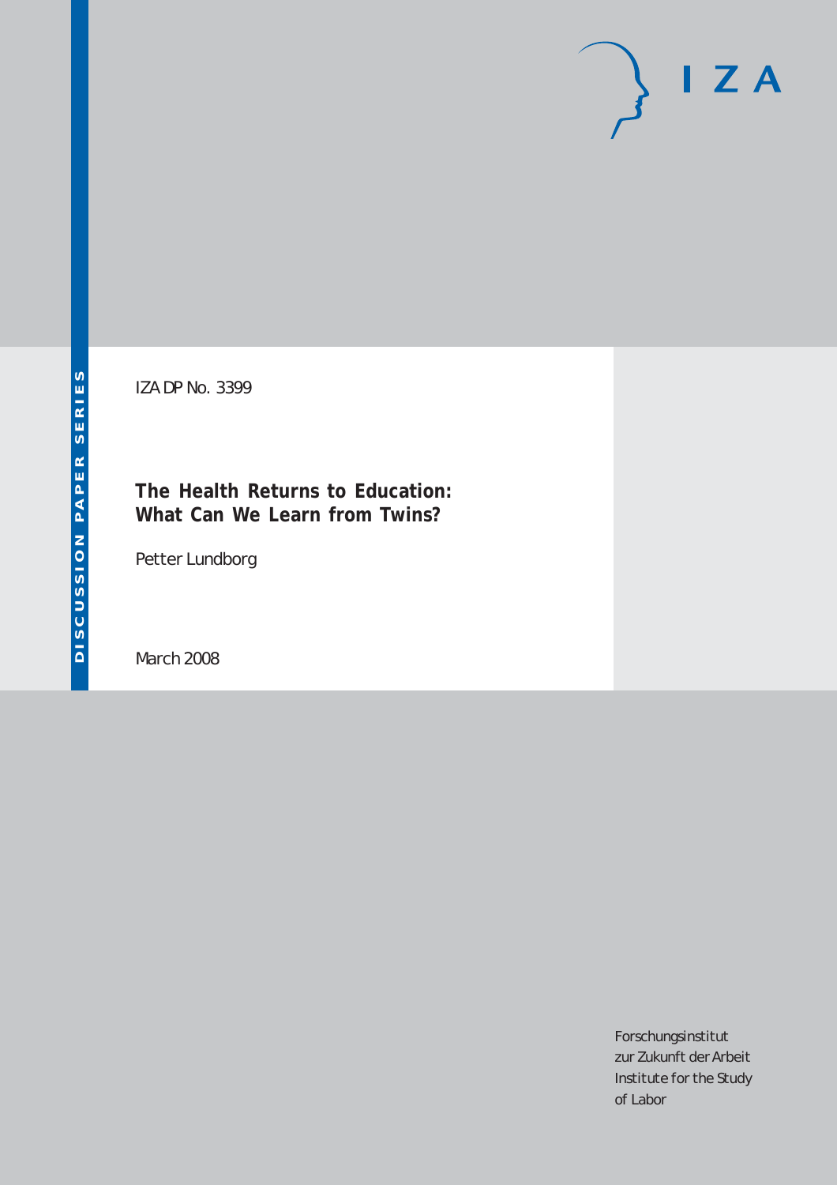DISCUSSION PAPER SERIES

IZA DP No. 3399

# The Health Returns to Education: What Can We Learn from Twins?

Petter Lundborg

March 2008

IZA

Forschungsinstitut
zur Zukunft der Arbeit
Institute for the Study
of Labor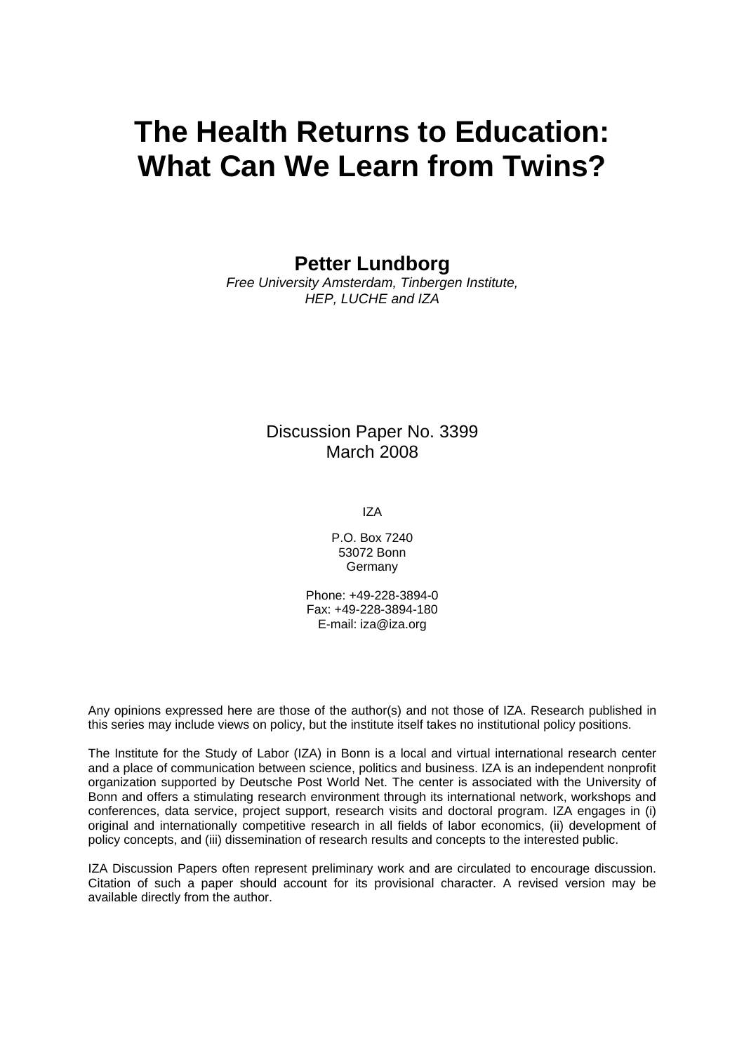# The Health Returns to Education: What Can We Learn from Twins?

**Petter Lundborg**

*Free University Amsterdam, Tinbergen Institute, HEP, LUCHE and IZA*

Discussion Paper No. 3399
March 2008

IZA

P.O. Box 7240
53072 Bonn
Germany

Phone: +49-228-3894-0
Fax: +49-228-3894-180
E-mail: iza@iza.org

Any opinions expressed here are those of the author(s) and not those of IZA. Research published in this series may include views on policy, but the institute itself takes no institutional policy positions.

The Institute for the Study of Labor (IZA) in Bonn is a local and virtual international research center and a place of communication between science, politics and business. IZA is an independent nonprofit organization supported by Deutsche Post World Net. The center is associated with the University of Bonn and offers a stimulating research environment through its international network, workshops and conferences, data service, project support, research visits and doctoral program. IZA engages in (i) original and internationally competitive research in all fields of labor economics, (ii) development of policy concepts, and (iii) dissemination of research results and concepts to the interested public.

IZA Discussion Papers often represent preliminary work and are circulated to encourage discussion. Citation of such a paper should account for its provisional character. A revised version may be available directly from the author.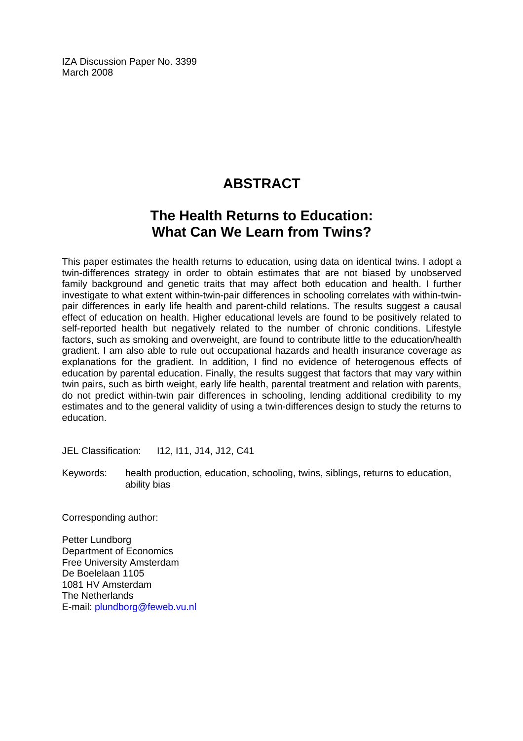IZA Discussion Paper No. 3399
March 2008

# ABSTRACT

## The Health Returns to Education: What Can We Learn from Twins?

This paper estimates the health returns to education, using data on identical twins. I adopt a twin-differences strategy in order to obtain estimates that are not biased by unobserved family background and genetic traits that may affect both education and health. I further investigate to what extent within-twin-pair differences in schooling correlates with within-twin-pair differences in early life health and parent-child relations. The results suggest a causal effect of education on health. Higher educational levels are found to be positively related to self-reported health but negatively related to the number of chronic conditions. Lifestyle factors, such as smoking and overweight, are found to contribute little to the education/health gradient. I am also able to rule out occupational hazards and health insurance coverage as explanations for the gradient. In addition, I find no evidence of heterogenous effects of education by parental education. Finally, the results suggest that factors that may vary within twin pairs, such as birth weight, early life health, parental treatment and relation with parents, do not predict within-twin pair differences in schooling, lending additional credibility to my estimates and to the general validity of using a twin-differences design to study the returns to education.

JEL Classification: I12, I11, J14, J12, C41

Keywords: health production, education, schooling, twins, siblings, returns to education, ability bias

Corresponding author:

Petter Lundborg
Department of Economics
Free University Amsterdam
De Boelelaan 1105
1081 HV Amsterdam
The Netherlands
E-mail: plundborg@feweb.vu.nl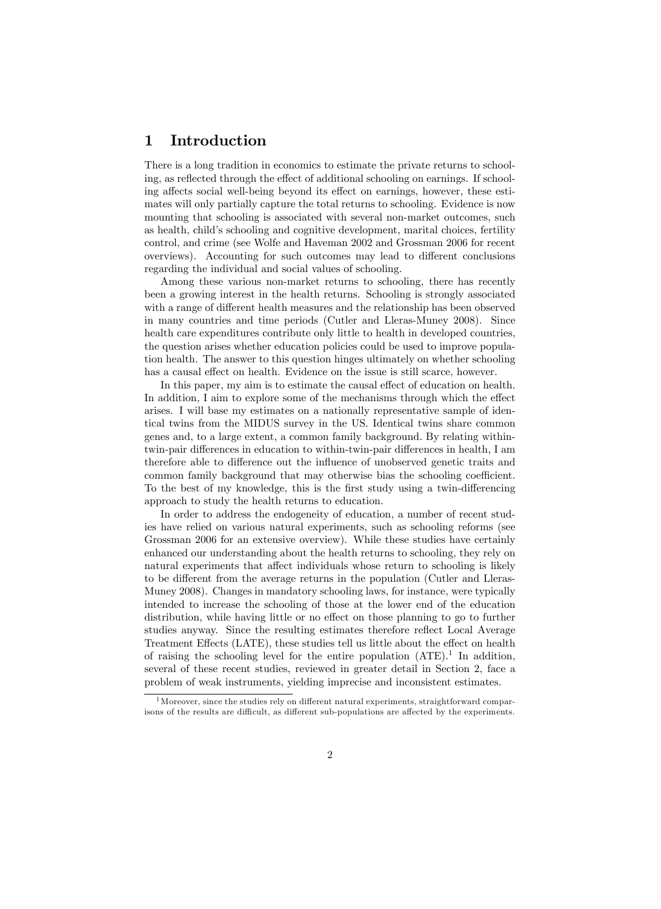# 1 Introduction

There is a long tradition in economics to estimate the private returns to schooling, as reflected through the effect of additional schooling on earnings. If schooling affects social well-being beyond its effect on earnings, however, these estimates will only partially capture the total returns to schooling. Evidence is now mounting that schooling is associated with several non-market outcomes, such as health, child's schooling and cognitive development, marital choices, fertility control, and crime (see Wolfe and Haveman 2002 and Grossman 2006 for recent overviews). Accounting for such outcomes may lead to different conclusions regarding the individual and social values of schooling.

Among these various non-market returns to schooling, there has recently been a growing interest in the health returns. Schooling is strongly associated with a range of different health measures and the relationship has been observed in many countries and time periods (Cutler and Lleras-Muney 2008). Since health care expenditures contribute only little to health in developed countries, the question arises whether education policies could be used to improve population health. The answer to this question hinges ultimately on whether schooling has a causal effect on health. Evidence on the issue is still scarce, however.

In this paper, my aim is to estimate the causal effect of education on health. In addition, I aim to explore some of the mechanisms through which the effect arises. I will base my estimates on a nationally representative sample of identical twins from the MIDUS survey in the US. Identical twins share common genes and, to a large extent, a common family background. By relating within-twin-pair differences in education to within-twin-pair differences in health, I am therefore able to difference out the influence of unobserved genetic traits and common family background that may otherwise bias the schooling coefficient. To the best of my knowledge, this is the first study using a twin-differencing approach to study the health returns to education.

In order to address the endogeneity of education, a number of recent studies have relied on various natural experiments, such as schooling reforms (see Grossman 2006 for an extensive overview). While these studies have certainly enhanced our understanding about the health returns to schooling, they rely on natural experiments that affect individuals whose return to schooling is likely to be different from the average returns in the population (Cutler and Lleras-Muney 2008). Changes in mandatory schooling laws, for instance, were typically intended to increase the schooling of those at the lower end of the education distribution, while having little or no effect on those planning to go to further studies anyway. Since the resulting estimates therefore reflect Local Average Treatment Effects (LATE), these studies tell us little about the effect on health of raising the schooling level for the entire population (ATE).[1] In addition, several of these recent studies, reviewed in greater detail in Section 2, face a problem of weak instruments, yielding imprecise and inconsistent estimates.

[1] Moreover, since the studies rely on different natural experiments, straightforward comparisons of the results are difficult, as different sub-populations are affected by the experiments.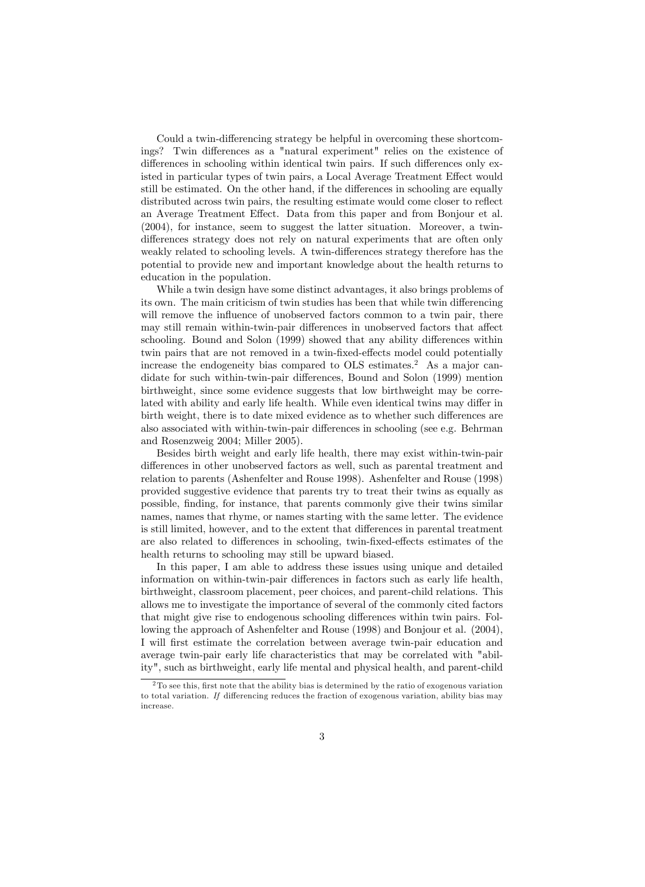Could a twin-differencing strategy be helpful in overcoming these shortcomings? Twin differences as a "natural experiment" relies on the existence of differences in schooling within identical twin pairs. If such differences only existed in particular types of twin pairs, a Local Average Treatment Effect would still be estimated. On the other hand, if the differences in schooling are equally distributed across twin pairs, the resulting estimate would come closer to reflect an Average Treatment Effect. Data from this paper and from Bonjour et al. (2004), for instance, seem to suggest the latter situation. Moreover, a twin-differences strategy does not rely on natural experiments that are often only weakly related to schooling levels. A twin-differences strategy therefore has the potential to provide new and important knowledge about the health returns to education in the population.

While a twin design have some distinct advantages, it also brings problems of its own. The main criticism of twin studies has been that while twin differencing will remove the influence of unobserved factors common to a twin pair, there may still remain within-twin-pair differences in unobserved factors that affect schooling. Bound and Solon (1999) showed that any ability differences within twin pairs that are not removed in a twin-fixed-effects model could potentially increase the endogeneity bias compared to OLS estimates.[2] As a major candidate for such within-twin-pair differences, Bound and Solon (1999) mention birthweight, since some evidence suggests that low birthweight may be correlated with ability and early life health. While even identical twins may differ in birth weight, there is to date mixed evidence as to whether such differences are also associated with within-twin-pair differences in schooling (see e.g. Behrman and Rosenzweig 2004; Miller 2005).

Besides birth weight and early life health, there may exist within-twin-pair differences in other unobserved factors as well, such as parental treatment and relation to parents (Ashenfelter and Rouse 1998). Ashenfelter and Rouse (1998) provided suggestive evidence that parents try to treat their twins as equally as possible, finding, for instance, that parents commonly give their twins similar names, names that rhyme, or names starting with the same letter. The evidence is still limited, however, and to the extent that differences in parental treatment are also related to differences in schooling, twin-fixed-effects estimates of the health returns to schooling may still be upward biased.

In this paper, I am able to address these issues using unique and detailed information on within-twin-pair differences in factors such as early life health, birthweight, classroom placement, peer choices, and parent-child relations. This allows me to investigate the importance of several of the commonly cited factors that might give rise to endogenous schooling differences within twin pairs. Following the approach of Ashenfelter and Rouse (1998) and Bonjour et al. (2004), I will first estimate the correlation between average twin-pair education and average twin-pair early life characteristics that may be correlated with "ability", such as birthweight, early life mental and physical health, and parent-child

[2] To see this, first note that the ability bias is determined by the ratio of exogenous variation to total variation. *If* differencing reduces the fraction of exogenous variation, ability bias may increase.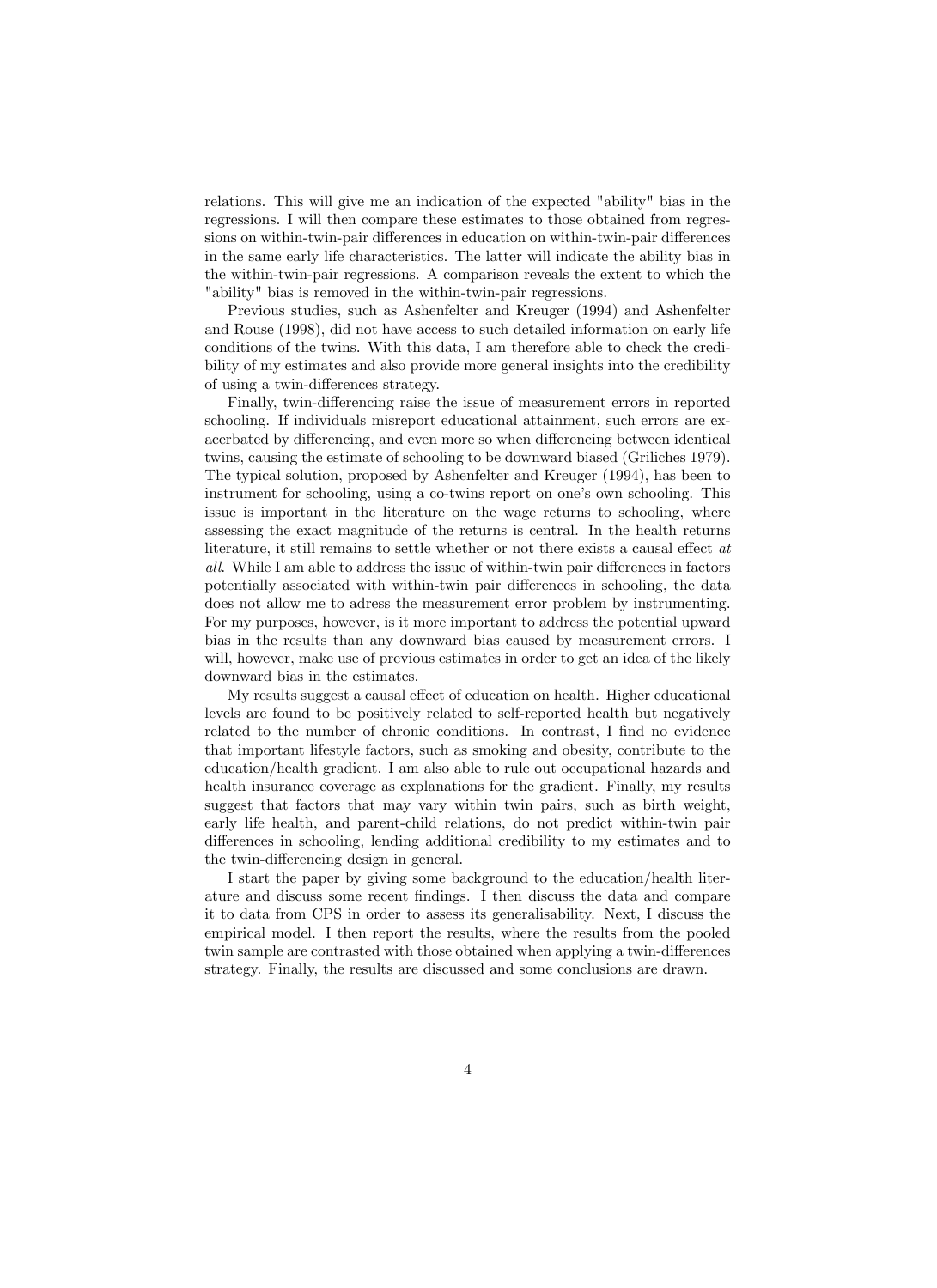relations. This will give me an indication of the expected "ability" bias in the regressions. I will then compare these estimates to those obtained from regressions on within-twin-pair differences in education on within-twin-pair differences in the same early life characteristics. The latter will indicate the ability bias in the within-twin-pair regressions. A comparison reveals the extent to which the "ability" bias is removed in the within-twin-pair regressions.

Previous studies, such as Ashenfelter and Kreuger (1994) and Ashenfelter and Rouse (1998), did not have access to such detailed information on early life conditions of the twins. With this data, I am therefore able to check the credibility of my estimates and also provide more general insights into the credibility of using a twin-differences strategy.

Finally, twin-differencing raise the issue of measurement errors in reported schooling. If individuals misreport educational attainment, such errors are exacerbated by differencing, and even more so when differencing between identical twins, causing the estimate of schooling to be downward biased (Griliches 1979). The typical solution, proposed by Ashenfelter and Kreuger (1994), has been to instrument for schooling, using a co-twins report on one's own schooling. This issue is important in the literature on the wage returns to schooling, where assessing the exact magnitude of the returns is central. In the health returns literature, it still remains to settle whether or not there exists a causal effect *at all*. While I am able to address the issue of within-twin pair differences in factors potentially associated with within-twin pair differences in schooling, the data does not allow me to adress the measurement error problem by instrumenting. For my purposes, however, is it more important to address the potential upward bias in the results than any downward bias caused by measurement errors. I will, however, make use of previous estimates in order to get an idea of the likely downward bias in the estimates.

My results suggest a causal effect of education on health. Higher educational levels are found to be positively related to self-reported health but negatively related to the number of chronic conditions. In contrast, I find no evidence that important lifestyle factors, such as smoking and obesity, contribute to the education/health gradient. I am also able to rule out occupational hazards and health insurance coverage as explanations for the gradient. Finally, my results suggest that factors that may vary within twin pairs, such as birth weight, early life health, and parent-child relations, do not predict within-twin pair differences in schooling, lending additional credibility to my estimates and to the twin-differencing design in general.

I start the paper by giving some background to the education/health literature and discuss some recent findings. I then discuss the data and compare it to data from CPS in order to assess its generalisability. Next, I discuss the empirical model. I then report the results, where the results from the pooled twin sample are contrasted with those obtained when applying a twin-differences strategy. Finally, the results are discussed and some conclusions are drawn.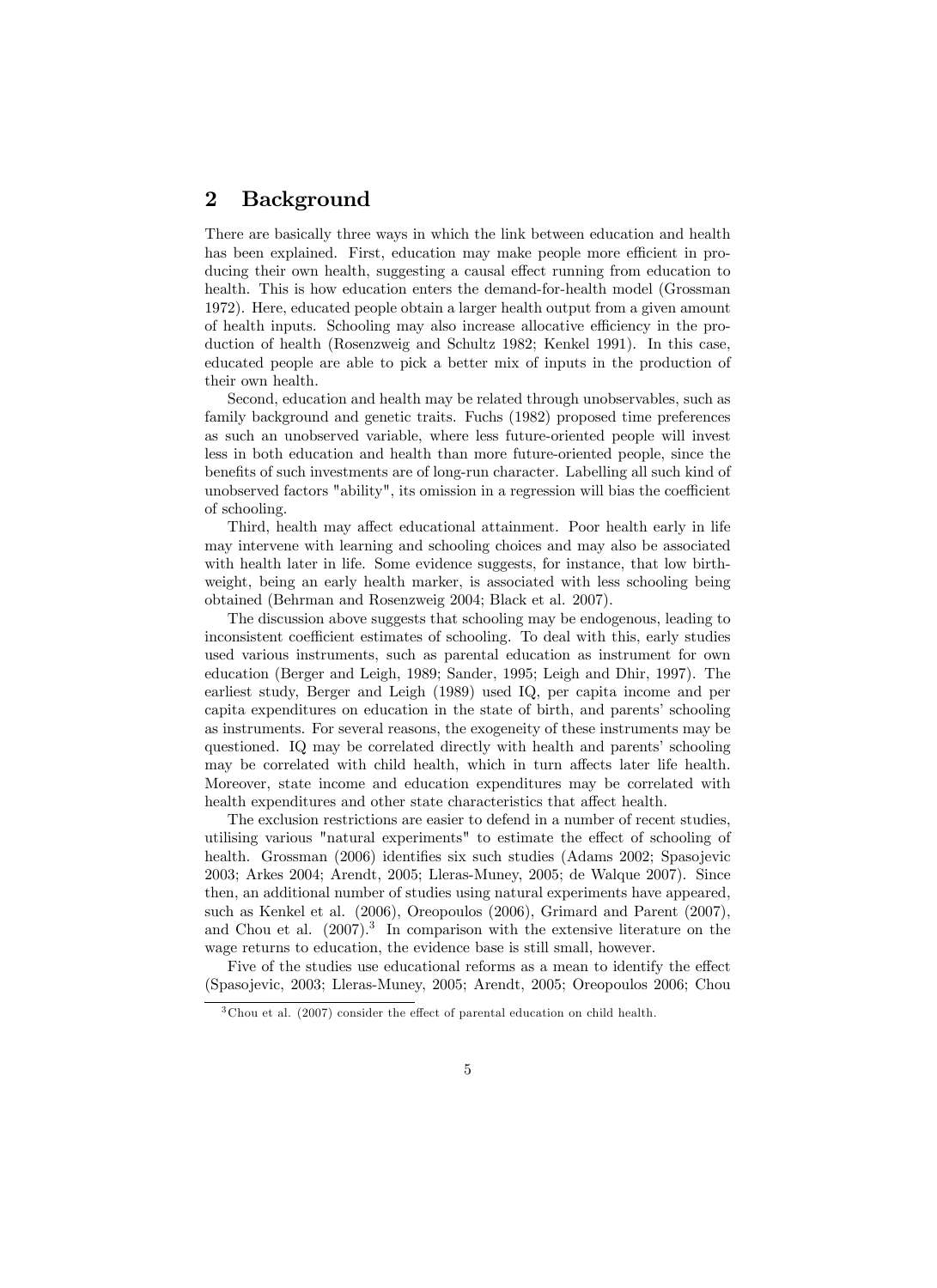## 2 Background

There are basically three ways in which the link between education and health has been explained. First, education may make people more efficient in producing their own health, suggesting a causal effect running from education to health. This is how education enters the demand-for-health model (Grossman 1972). Here, educated people obtain a larger health output from a given amount of health inputs. Schooling may also increase allocative efficiency in the production of health (Rosenzweig and Schultz 1982; Kenkel 1991). In this case, educated people are able to pick a better mix of inputs in the production of their own health.

Second, education and health may be related through unobservables, such as family background and genetic traits. Fuchs (1982) proposed time preferences as such an unobserved variable, where less future-oriented people will invest less in both education and health than more future-oriented people, since the benefits of such investments are of long-run character. Labelling all such kind of unobserved factors "ability", its omission in a regression will bias the coefficient of schooling.

Third, health may affect educational attainment. Poor health early in life may intervene with learning and schooling choices and may also be associated with health later in life. Some evidence suggests, for instance, that low birthweight, being an early health marker, is associated with less schooling being obtained (Behrman and Rosenzweig 2004; Black et al. 2007).

The discussion above suggests that schooling may be endogenous, leading to inconsistent coefficient estimates of schooling. To deal with this, early studies used various instruments, such as parental education as instrument for own education (Berger and Leigh, 1989; Sander, 1995; Leigh and Dhir, 1997). The earliest study, Berger and Leigh (1989) used IQ, per capita income and per capita expenditures on education in the state of birth, and parents' schooling as instruments. For several reasons, the exogeneity of these instruments may be questioned. IQ may be correlated directly with health and parents' schooling may be correlated with child health, which in turn affects later life health. Moreover, state income and education expenditures may be correlated with health expenditures and other state characteristics that affect health.

The exclusion restrictions are easier to defend in a number of recent studies, utilising various "natural experiments" to estimate the effect of schooling of health. Grossman (2006) identifies six such studies (Adams 2002; Spasojevic 2003; Arkes 2004; Arendt, 2005; Lleras-Muney, 2005; de Walque 2007). Since then, an additional number of studies using natural experiments have appeared, such as Kenkel et al. (2006), Oreopoulos (2006), Grimard and Parent (2007), and Chou et al. (2007).[3] In comparison with the extensive literature on the wage returns to education, the evidence base is still small, however.

Five of the studies use educational reforms as a mean to identify the effect (Spasojevic, 2003; Lleras-Muney, 2005; Arendt, 2005; Oreopoulos 2006; Chou

[3] Chou et al. (2007) consider the effect of parental education on child health.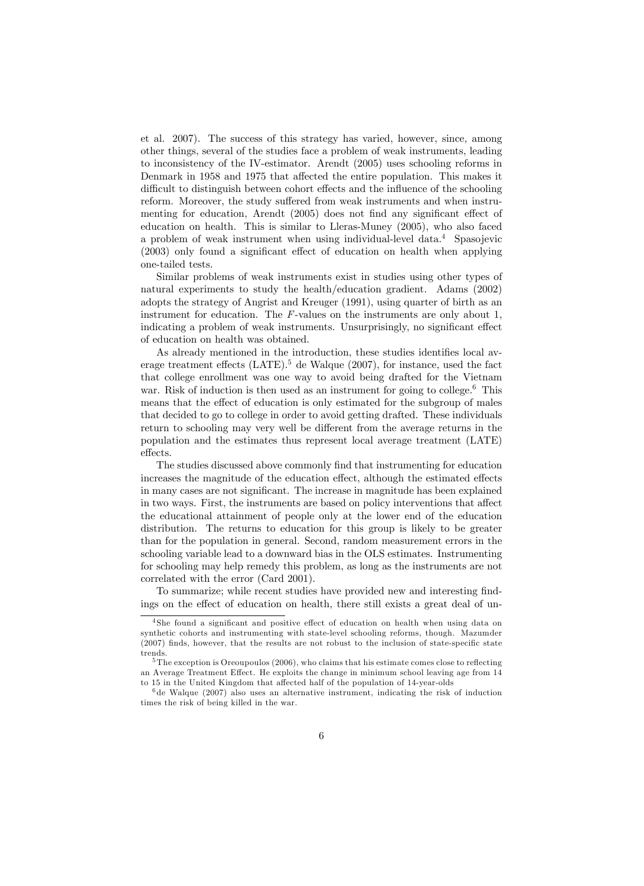et al. 2007). The success of this strategy has varied, however, since, among other things, several of the studies face a problem of weak instruments, leading to inconsistency of the IV-estimator. Arendt (2005) uses schooling reforms in Denmark in 1958 and 1975 that affected the entire population. This makes it difficult to distinguish between cohort effects and the influence of the schooling reform. Moreover, the study suffered from weak instruments and when instrumenting for education, Arendt (2005) does not find any significant effect of education on health. This is similar to Lleras-Muney (2005), who also faced a problem of weak instrument when using individual-level data.[4] Spasojevic (2003) only found a significant effect of education on health when applying one-tailed tests.

Similar problems of weak instruments exist in studies using other types of natural experiments to study the health/education gradient. Adams (2002) adopts the strategy of Angrist and Kreuger (1991), using quarter of birth as an instrument for education. The $F$-values on the instruments are only about 1, indicating a problem of weak instruments. Unsurprisingly, no significant effect of education on health was obtained.

As already mentioned in the introduction, these studies identifies local average treatment effects (LATE).[5] de Walque (2007), for instance, used the fact that college enrollment was one way to avoid being drafted for the Vietnam war. Risk of induction is then used as an instrument for going to college.[6] This means that the effect of education is only estimated for the subgroup of males that decided to go to college in order to avoid getting drafted. These individuals return to schooling may very well be different from the average returns in the population and the estimates thus represent local average treatment (LATE) effects.

The studies discussed above commonly find that instrumenting for education increases the magnitude of the education effect, although the estimated effects in many cases are not significant. The increase in magnitude has been explained in two ways. First, the instruments are based on policy interventions that affect the educational attainment of people only at the lower end of the education distribution. The returns to education for this group is likely to be greater than for the population in general. Second, random measurement errors in the schooling variable lead to a downward bias in the OLS estimates. Instrumenting for schooling may help remedy this problem, as long as the instruments are not correlated with the error (Card 2001).

To summarize; while recent studies have provided new and interesting findings on the effect of education on health, there still exists a great deal of un-

[4] She found a significant and positive effect of education on health when using data on synthetic cohorts and instrumenting with state-level schooling reforms, though. Mazumder (2007) finds, however, that the results are not robust to the inclusion of state-specific state trends.

[5] The exception is Oreoupoulos (2006), who claims that his estimate comes close to reflecting an Average Treatment Effect. He exploits the change in minimum school leaving age from 14 to 15 in the United Kingdom that affected half of the population of 14-year-olds

[6] de Walque (2007) also uses an alternative instrument, indicating the risk of induction times the risk of being killed in the war.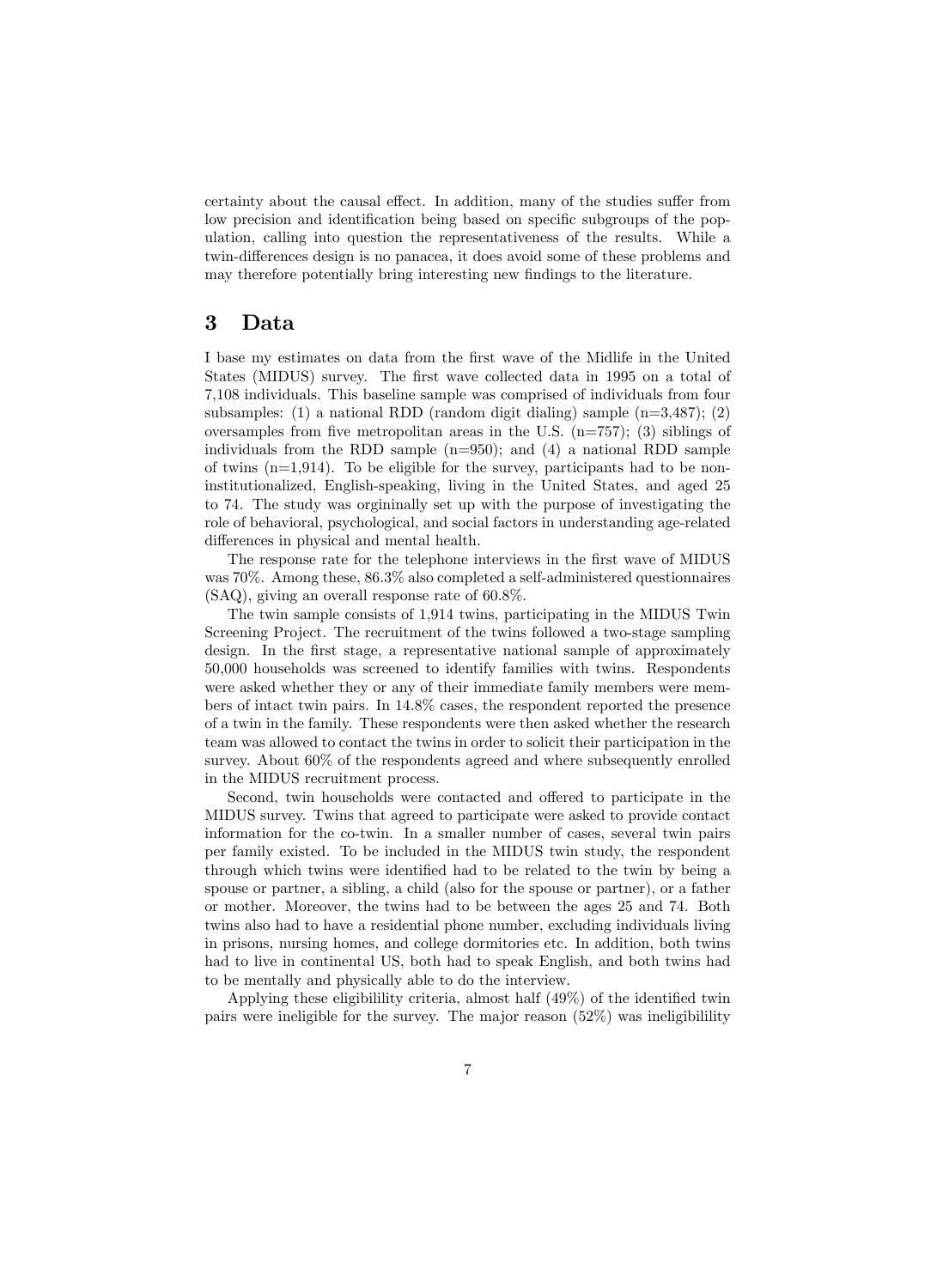certainty about the causal effect. In addition, many of the studies suffer from low precision and identification being based on specific subgroups of the population, calling into question the representativeness of the results. While a twin-differences design is no panacea, it does avoid some of these problems and may therefore potentially bring interesting new findings to the literature.

# 3 Data

I base my estimates on data from the first wave of the Midlife in the United States (MIDUS) survey. The first wave collected data in 1995 on a total of 7,108 individuals. This baseline sample was comprised of individuals from four subsamples: (1) a national RDD (random digit dialing) sample (n=3,487); (2) oversamples from five metropolitan areas in the U.S. (n=757); (3) siblings of individuals from the RDD sample (n=950); and (4) a national RDD sample of twins (n=1,914). To be eligible for the survey, participants had to be non-institutionalized, English-speaking, living in the United States, and aged 25 to 74. The study was orgininally set up with the purpose of investigating the role of behavioral, psychological, and social factors in understanding age-related differences in physical and mental health.

The response rate for the telephone interviews in the first wave of MIDUS was 70%. Among these, 86.3% also completed a self-administered questionnaires (SAQ), giving an overall response rate of 60.8%.

The twin sample consists of 1,914 twins, participating in the MIDUS Twin Screening Project. The recruitment of the twins followed a two-stage sampling design. In the first stage, a representative national sample of approximately 50,000 households was screened to identify families with twins. Respondents were asked whether they or any of their immediate family members were members of intact twin pairs. In 14.8% cases, the respondent reported the presence of a twin in the family. These respondents were then asked whether the research team was allowed to contact the twins in order to solicit their participation in the survey. About 60% of the respondents agreed and where subsequently enrolled in the MIDUS recruitment process.

Second, twin households were contacted and offered to participate in the MIDUS survey. Twins that agreed to participate were asked to provide contact information for the co-twin. In a smaller number of cases, several twin pairs per family existed. To be included in the MIDUS twin study, the respondent through which twins were identified had to be related to the twin by being a spouse or partner, a sibling, a child (also for the spouse or partner), or a father or mother. Moreover, the twins had to be between the ages 25 and 74. Both twins also had to have a residential phone number, excluding individuals living in prisons, nursing homes, and college dormitories etc. In addition, both twins had to live in continental US, both had to speak English, and both twins had to be mentally and physically able to do the interview.

Applying these eligibilility criteria, almost half (49%) of the identified twin pairs were ineligible for the survey. The major reason (52%) was ineligibilility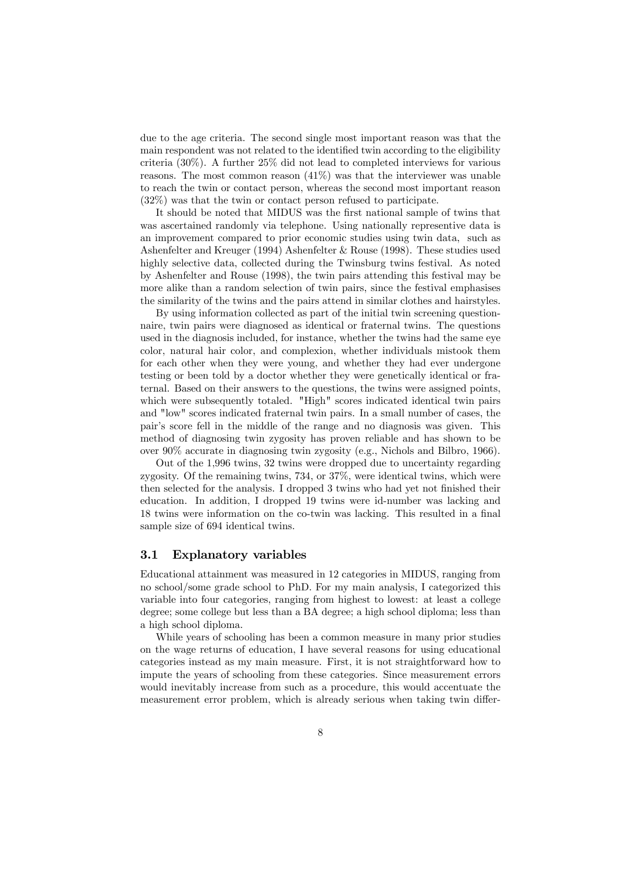due to the age criteria. The second single most important reason was that the main respondent was not related to the identified twin according to the eligibility criteria (30%). A further 25% did not lead to completed interviews for various reasons. The most common reason (41%) was that the interviewer was unable to reach the twin or contact person, whereas the second most important reason (32%) was that the twin or contact person refused to participate.

It should be noted that MIDUS was the first national sample of twins that was ascertained randomly via telephone. Using nationally representive data is an improvement compared to prior economic studies using twin data, such as Ashenfelter and Kreuger (1994) Ashenfelter & Rouse (1998). These studies used highly selective data, collected during the Twinsburg twins festival. As noted by Ashenfelter and Rouse (1998), the twin pairs attending this festival may be more alike than a random selection of twin pairs, since the festival emphasises the similarity of the twins and the pairs attend in similar clothes and hairstyles.

By using information collected as part of the initial twin screening questionnaire, twin pairs were diagnosed as identical or fraternal twins. The questions used in the diagnosis included, for instance, whether the twins had the same eye color, natural hair color, and complexion, whether individuals mistook them for each other when they were young, and whether they had ever undergone testing or been told by a doctor whether they were genetically identical or fraternal. Based on their answers to the questions, the twins were assigned points, which were subsequently totaled. "High" scores indicated identical twin pairs and "low" scores indicated fraternal twin pairs. In a small number of cases, the pair's score fell in the middle of the range and no diagnosis was given. This method of diagnosing twin zygosity has proven reliable and has shown to be over 90% accurate in diagnosing twin zygosity (e.g., Nichols and Bilbro, 1966).

Out of the 1,996 twins, 32 twins were dropped due to uncertainty regarding zygosity. Of the remaining twins, 734, or 37%, were identical twins, which were then selected for the analysis. I dropped 3 twins who had yet not finished their education. In addition, I dropped 19 twins were id-number was lacking and 18 twins were information on the co-twin was lacking. This resulted in a final sample size of 694 identical twins.

### 3.1 Explanatory variables

Educational attainment was measured in 12 categories in MIDUS, ranging from no school/some grade school to PhD. For my main analysis, I categorized this variable into four categories, ranging from highest to lowest: at least a college degree; some college but less than a BA degree; a high school diploma; less than a high school diploma.

While years of schooling has been a common measure in many prior studies on the wage returns of education, I have several reasons for using educational categories instead as my main measure. First, it is not straightforward how to impute the years of schooling from these categories. Since measurement errors would inevitably increase from such as a procedure, this would accentuate the measurement error problem, which is already serious when taking twin differ-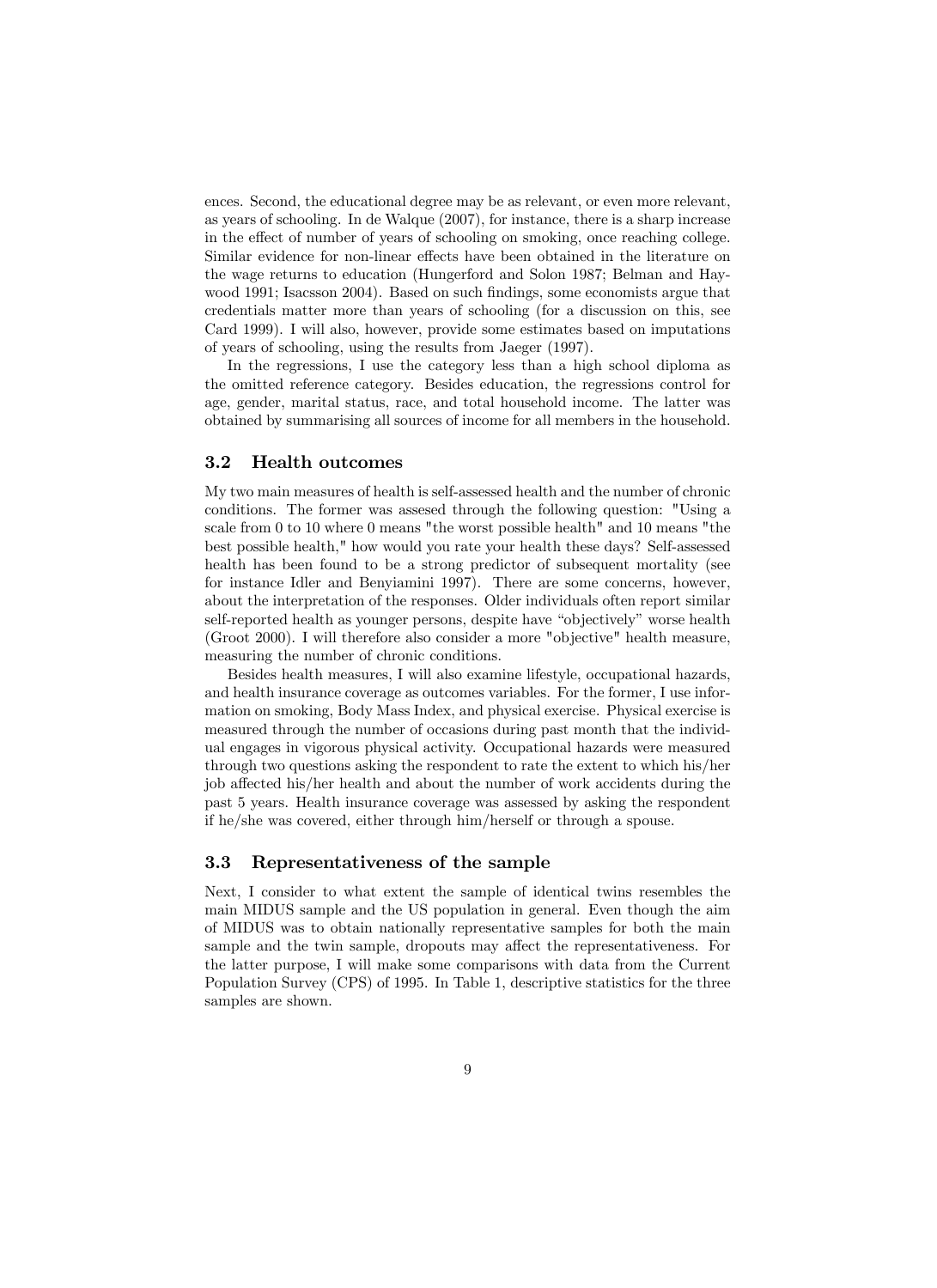ences. Second, the educational degree may be as relevant, or even more relevant, as years of schooling. In de Walque (2007), for instance, there is a sharp increase in the effect of number of years of schooling on smoking, once reaching college. Similar evidence for non-linear effects have been obtained in the literature on the wage returns to education (Hungerford and Solon 1987; Belman and Haywood 1991; Isacsson 2004). Based on such findings, some economists argue that credentials matter more than years of schooling (for a discussion on this, see Card 1999). I will also, however, provide some estimates based on imputations of years of schooling, using the results from Jaeger (1997).

In the regressions, I use the category less than a high school diploma as the omitted reference category. Besides education, the regressions control for age, gender, marital status, race, and total household income. The latter was obtained by summarising all sources of income for all members in the household.

### 3.2 Health outcomes

My two main measures of health is self-assessed health and the number of chronic conditions. The former was assesed through the following question: "Using a scale from 0 to 10 where 0 means "the worst possible health" and 10 means "the best possible health," how would you rate your health these days? Self-assessed health has been found to be a strong predictor of subsequent mortality (see for instance Idler and Benyiamini 1997). There are some concerns, however, about the interpretation of the responses. Older individuals often report similar self-reported health as younger persons, despite have "objectively" worse health (Groot 2000). I will therefore also consider a more "objective" health measure, measuring the number of chronic conditions.

Besides health measures, I will also examine lifestyle, occupational hazards, and health insurance coverage as outcomes variables. For the former, I use information on smoking, Body Mass Index, and physical exercise. Physical exercise is measured through the number of occasions during past month that the individual engages in vigorous physical activity. Occupational hazards were measured through two questions asking the respondent to rate the extent to which his/her job affected his/her health and about the number of work accidents during the past 5 years. Health insurance coverage was assessed by asking the respondent if he/she was covered, either through him/herself or through a spouse.

### 3.3 Representativeness of the sample

Next, I consider to what extent the sample of identical twins resembles the main MIDUS sample and the US population in general. Even though the aim of MIDUS was to obtain nationally representative samples for both the main sample and the twin sample, dropouts may affect the representativeness. For the latter purpose, I will make some comparisons with data from the Current Population Survey (CPS) of 1995. In Table 1, descriptive statistics for the three samples are shown.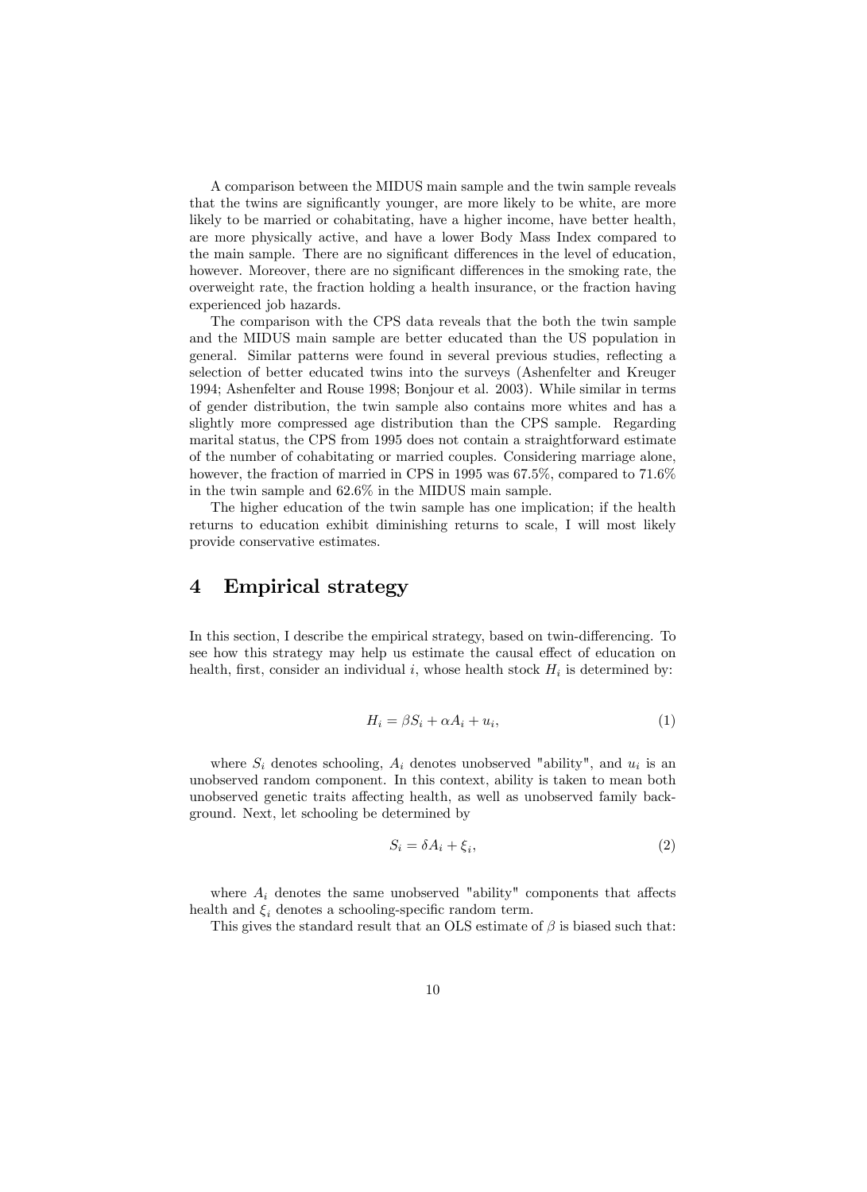A comparison between the MIDUS main sample and the twin sample reveals that the twins are significantly younger, are more likely to be white, are more likely to be married or cohabitating, have a higher income, have better health, are more physically active, and have a lower Body Mass Index compared to the main sample. There are no significant differences in the level of education, however. Moreover, there are no significant differences in the smoking rate, the overweight rate, the fraction holding a health insurance, or the fraction having experienced job hazards.

The comparison with the CPS data reveals that the both the twin sample and the MIDUS main sample are better educated than the US population in general. Similar patterns were found in several previous studies, reflecting a selection of better educated twins into the surveys (Ashenfelter and Kreuger 1994; Ashenfelter and Rouse 1998; Bonjour et al. 2003). While similar in terms of gender distribution, the twin sample also contains more whites and has a slightly more compressed age distribution than the CPS sample. Regarding marital status, the CPS from 1995 does not contain a straightforward estimate of the number of cohabitating or married couples. Considering marriage alone, however, the fraction of married in CPS in 1995 was 67.5%, compared to 71.6% in the twin sample and 62.6% in the MIDUS main sample.

The higher education of the twin sample has one implication; if the health returns to education exhibit diminishing returns to scale, I will most likely provide conservative estimates.

# 4 Empirical strategy

In this section, I describe the empirical strategy, based on twin-differencing. To see how this strategy may help us estimate the causal effect of education on health, first, consider an individual $i$, whose health stock $H_i$ is determined by:

$$H_i = \beta S_i + \alpha A_i + u_i, \tag{1}$$

where $S_i$ denotes schooling, $A_i$ denotes unobserved "ability", and $u_i$ is an unobserved random component. In this context, ability is taken to mean both unobserved genetic traits affecting health, as well as unobserved family background. Next, let schooling be determined by

$$S_i = \delta A_i + \xi_i, \tag{2}$$

where $A_i$ denotes the same unobserved "ability" components that affects health and $\xi_i$ denotes a schooling-specific random term.

This gives the standard result that an OLS estimate of $\beta$ is biased such that: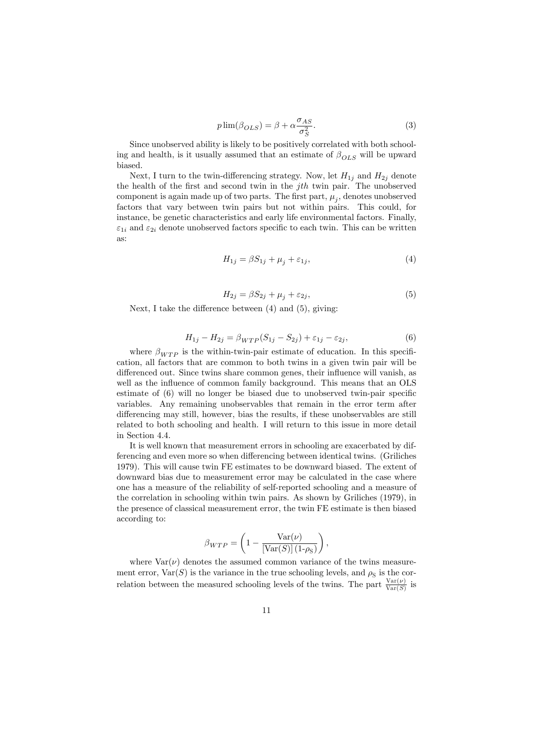$$p\lim(\beta_{OLS}) = \beta + \alpha\frac{\sigma_{AS}}{\sigma_S^2}. \tag{3}$$

Since unobserved ability is likely to be positively correlated with both schooling and health, is it usually assumed that an estimate of $\beta_{OLS}$ will be upward biased.

Next, I turn to the twin-differencing strategy. Now, let $H_{1j}$ and $H_{2j}$ denote the health of the first and second twin in the $jth$ twin pair. The unobserved component is again made up of two parts. The first part, $\mu_j$, denotes unobserved factors that vary between twin pairs but not within pairs. This could, for instance, be genetic characteristics and early life environmental factors. Finally, $\varepsilon_{1i}$ and $\varepsilon_{2i}$ denote unobserved factors specific to each twin. This can be written as:

$$H_{1j} = \beta S_{1j} + \mu_j + \varepsilon_{1j}, \tag{4}$$

$$H_{2j} = \beta S_{2j} + \mu_j + \varepsilon_{2j}, \tag{5}$$

Next, I take the difference between (4) and (5), giving:

$$H_{1j} - H_{2j} = \beta_{WTP}(S_{1j} - S_{2j}) + \varepsilon_{1j} - \varepsilon_{2j}, \tag{6}$$

where $\beta_{WTP}$ is the within-twin-pair estimate of education. In this specification, all factors that are common to both twins in a given twin pair will be differenced out. Since twins share common genes, their influence will vanish, as well as the influence of common family background. This means that an OLS estimate of (6) will no longer be biased due to unobserved twin-pair specific variables. Any remaining unobservables that remain in the error term after differencing may still, however, bias the results, if these unobservables are still related to both schooling and health. I will return to this issue in more detail in Section 4.4.

It is well known that measurement errors in schooling are exacerbated by differencing and even more so when differencing between identical twins. (Griliches 1979). This will cause twin FE estimates to be downward biased. The extent of downward bias due to measurement error may be calculated in the case where one has a measure of the reliability of self-reported schooling and a measure of the correlation in schooling within twin pairs. As shown by Griliches (1979), in the presence of classical measurement error, the twin FE estimate is then biased according to:

$$\beta_{WTP} = \left(1 - \frac{\text{Var}(\nu)}{[\text{Var}(S)]\,(1\text{-}\rho_\text{S})}\right),$$

where $\text{Var}(\nu)$ denotes the assumed common variance of the twins measurement error, $\text{Var}(S)$ is the variance in the true schooling levels, and $\rho_\text{S}$ is the correlation between the measured schooling levels of the twins. The part $\frac{\text{Var}(\nu)}{\text{Var}(S)}$ is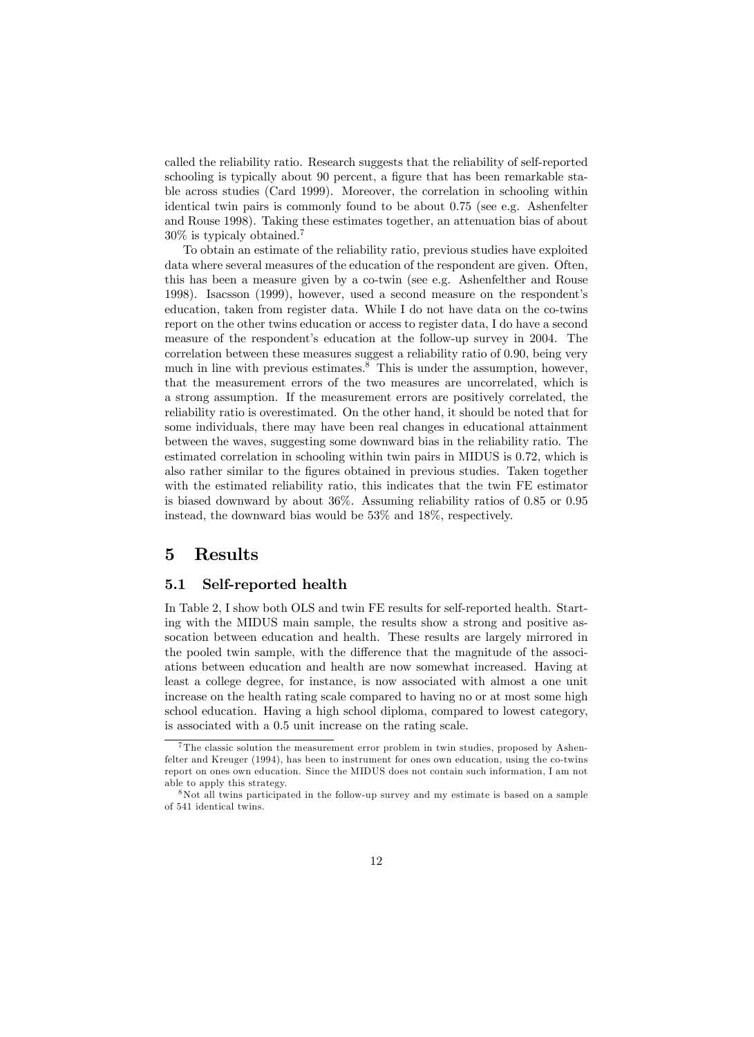called the reliability ratio. Research suggests that the reliability of self-reported schooling is typically about 90 percent, a figure that has been remarkable stable across studies (Card 1999). Moreover, the correlation in schooling within identical twin pairs is commonly found to be about 0.75 (see e.g. Ashenfelter and Rouse 1998). Taking these estimates together, an attenuation bias of about 30% is typicaly obtained.[7]

To obtain an estimate of the reliability ratio, previous studies have exploited data where several measures of the education of the respondent are given. Often, this has been a measure given by a co-twin (see e.g. Ashenfelther and Rouse 1998). Isacsson (1999), however, used a second measure on the respondent's education, taken from register data. While I do not have data on the co-twins report on the other twins education or access to register data, I do have a second measure of the respondent's education at the follow-up survey in 2004. The correlation between these measures suggest a reliability ratio of 0.90, being very much in line with previous estimates.[8] This is under the assumption, however, that the measurement errors of the two measures are uncorrelated, which is a strong assumption. If the measurement errors are positively correlated, the reliability ratio is overestimated. On the other hand, it should be noted that for some individuals, there may have been real changes in educational attainment between the waves, suggesting some downward bias in the reliability ratio. The estimated correlation in schooling within twin pairs in MIDUS is 0.72, which is also rather similar to the figures obtained in previous studies. Taken together with the estimated reliability ratio, this indicates that the twin FE estimator is biased downward by about 36%. Assuming reliability ratios of 0.85 or 0.95 instead, the downward bias would be 53% and 18%, respectively.

# 5 Results

## 5.1 Self-reported health

In Table 2, I show both OLS and twin FE results for self-reported health. Starting with the MIDUS main sample, the results show a strong and positive assocation between education and health. These results are largely mirrored in the pooled twin sample, with the difference that the magnitude of the associations between education and health are now somewhat increased. Having at least a college degree, for instance, is now associated with almost a one unit increase on the health rating scale compared to having no or at most some high school education. Having a high school diploma, compared to lowest category, is associated with a 0.5 unit increase on the rating scale.

[7] The classic solution the measurement error problem in twin studies, proposed by Ashenfelter and Kreuger (1994), has been to instrument for ones own education, using the co-twins report on ones own education. Since the MIDUS does not contain such information, I am not able to apply this strategy.

[8] Not all twins participated in the follow-up survey and my estimate is based on a sample of 541 identical twins.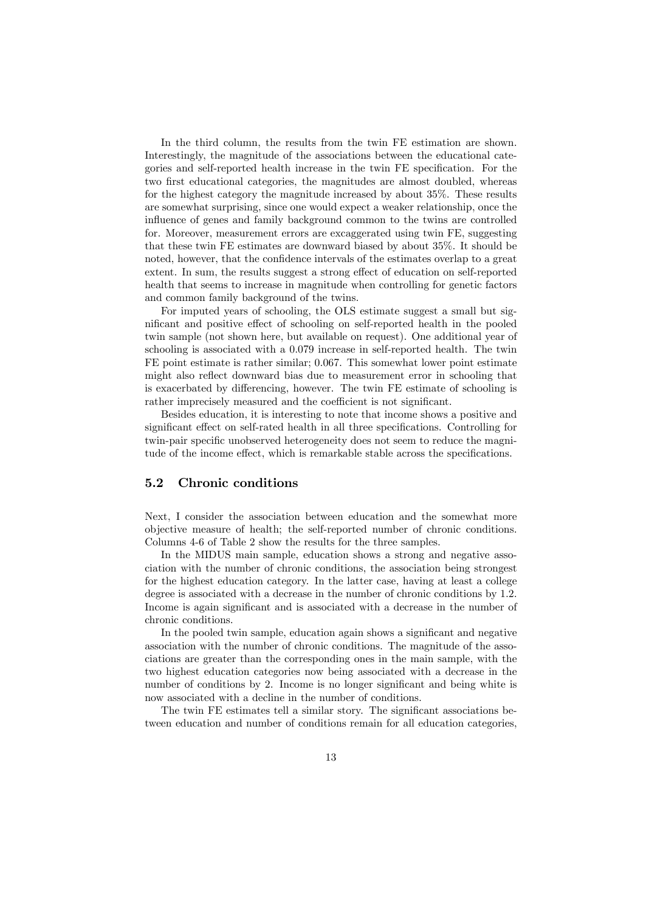In the third column, the results from the twin FE estimation are shown. Interestingly, the magnitude of the associations between the educational categories and self-reported health increase in the twin FE specification. For the two first educational categories, the magnitudes are almost doubled, whereas for the highest category the magnitude increased by about 35%. These results are somewhat surprising, since one would expect a weaker relationship, once the influence of genes and family background common to the twins are controlled for. Moreover, measurement errors are excaggerated using twin FE, suggesting that these twin FE estimates are downward biased by about 35%. It should be noted, however, that the confidence intervals of the estimates overlap to a great extent. In sum, the results suggest a strong effect of education on self-reported health that seems to increase in magnitude when controlling for genetic factors and common family background of the twins.

For imputed years of schooling, the OLS estimate suggest a small but significant and positive effect of schooling on self-reported health in the pooled twin sample (not shown here, but available on request). One additional year of schooling is associated with a 0.079 increase in self-reported health. The twin FE point estimate is rather similar; 0.067. This somewhat lower point estimate might also reflect downward bias due to measurement error in schooling that is exacerbated by differencing, however. The twin FE estimate of schooling is rather imprecisely measured and the coefficient is not significant.

Besides education, it is interesting to note that income shows a positive and significant effect on self-rated health in all three specifications. Controlling for twin-pair specific unobserved heterogeneity does not seem to reduce the magnitude of the income effect, which is remarkable stable across the specifications.

## 5.2 Chronic conditions

Next, I consider the association between education and the somewhat more objective measure of health; the self-reported number of chronic conditions. Columns 4-6 of Table 2 show the results for the three samples.

In the MIDUS main sample, education shows a strong and negative association with the number of chronic conditions, the association being strongest for the highest education category. In the latter case, having at least a college degree is associated with a decrease in the number of chronic conditions by 1.2. Income is again significant and is associated with a decrease in the number of chronic conditions.

In the pooled twin sample, education again shows a significant and negative association with the number of chronic conditions. The magnitude of the associations are greater than the corresponding ones in the main sample, with the two highest education categories now being associated with a decrease in the number of conditions by 2. Income is no longer significant and being white is now associated with a decline in the number of conditions.

The twin FE estimates tell a similar story. The significant associations between education and number of conditions remain for all education categories,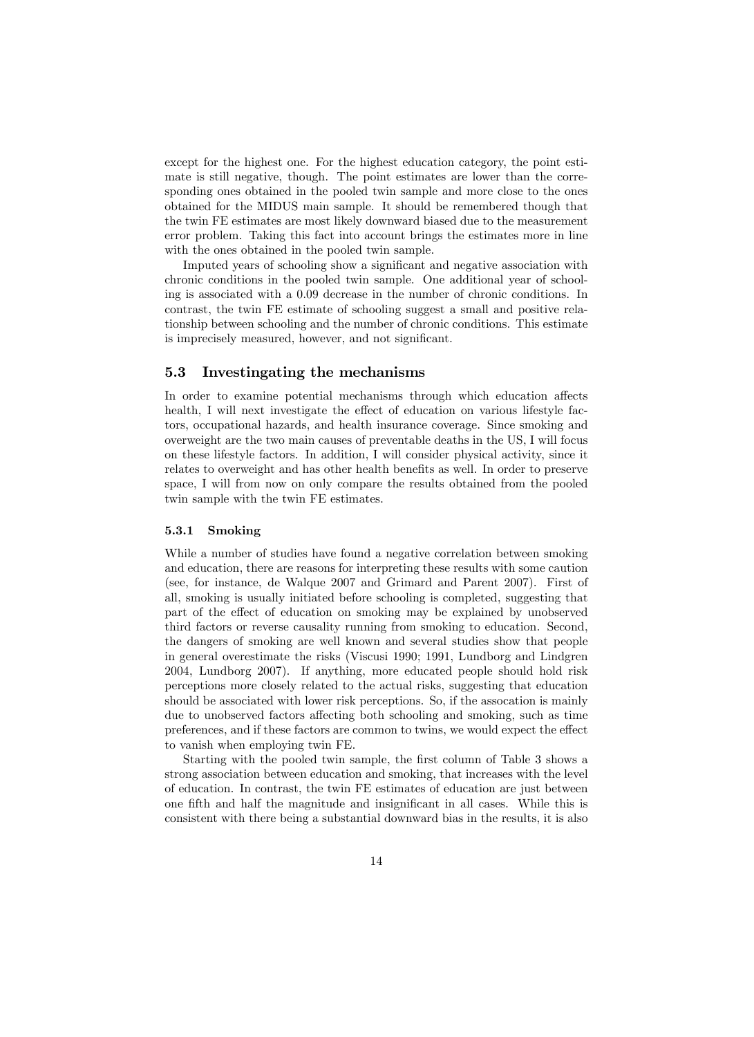except for the highest one. For the highest education category, the point estimate is still negative, though. The point estimates are lower than the corresponding ones obtained in the pooled twin sample and more close to the ones obtained for the MIDUS main sample. It should be remembered though that the twin FE estimates are most likely downward biased due to the measurement error problem. Taking this fact into account brings the estimates more in line with the ones obtained in the pooled twin sample.

Imputed years of schooling show a significant and negative association with chronic conditions in the pooled twin sample. One additional year of schooling is associated with a 0.09 decrease in the number of chronic conditions. In contrast, the twin FE estimate of schooling suggest a small and positive relationship between schooling and the number of chronic conditions. This estimate is imprecisely measured, however, and not significant.

## 5.3 Investingating the mechanisms

In order to examine potential mechanisms through which education affects health, I will next investigate the effect of education on various lifestyle factors, occupational hazards, and health insurance coverage. Since smoking and overweight are the two main causes of preventable deaths in the US, I will focus on these lifestyle factors. In addition, I will consider physical activity, since it relates to overweight and has other health benefits as well. In order to preserve space, I will from now on only compare the results obtained from the pooled twin sample with the twin FE estimates.

### 5.3.1 Smoking

While a number of studies have found a negative correlation between smoking and education, there are reasons for interpreting these results with some caution (see, for instance, de Walque 2007 and Grimard and Parent 2007). First of all, smoking is usually initiated before schooling is completed, suggesting that part of the effect of education on smoking may be explained by unobserved third factors or reverse causality running from smoking to education. Second, the dangers of smoking are well known and several studies show that people in general overestimate the risks (Viscusi 1990; 1991, Lundborg and Lindgren 2004, Lundborg 2007). If anything, more educated people should hold risk perceptions more closely related to the actual risks, suggesting that education should be associated with lower risk perceptions. So, if the assocation is mainly due to unobserved factors affecting both schooling and smoking, such as time preferences, and if these factors are common to twins, we would expect the effect to vanish when employing twin FE.

Starting with the pooled twin sample, the first column of Table 3 shows a strong association between education and smoking, that increases with the level of education. In contrast, the twin FE estimates of education are just between one fifth and half the magnitude and insignificant in all cases. While this is consistent with there being a substantial downward bias in the results, it is also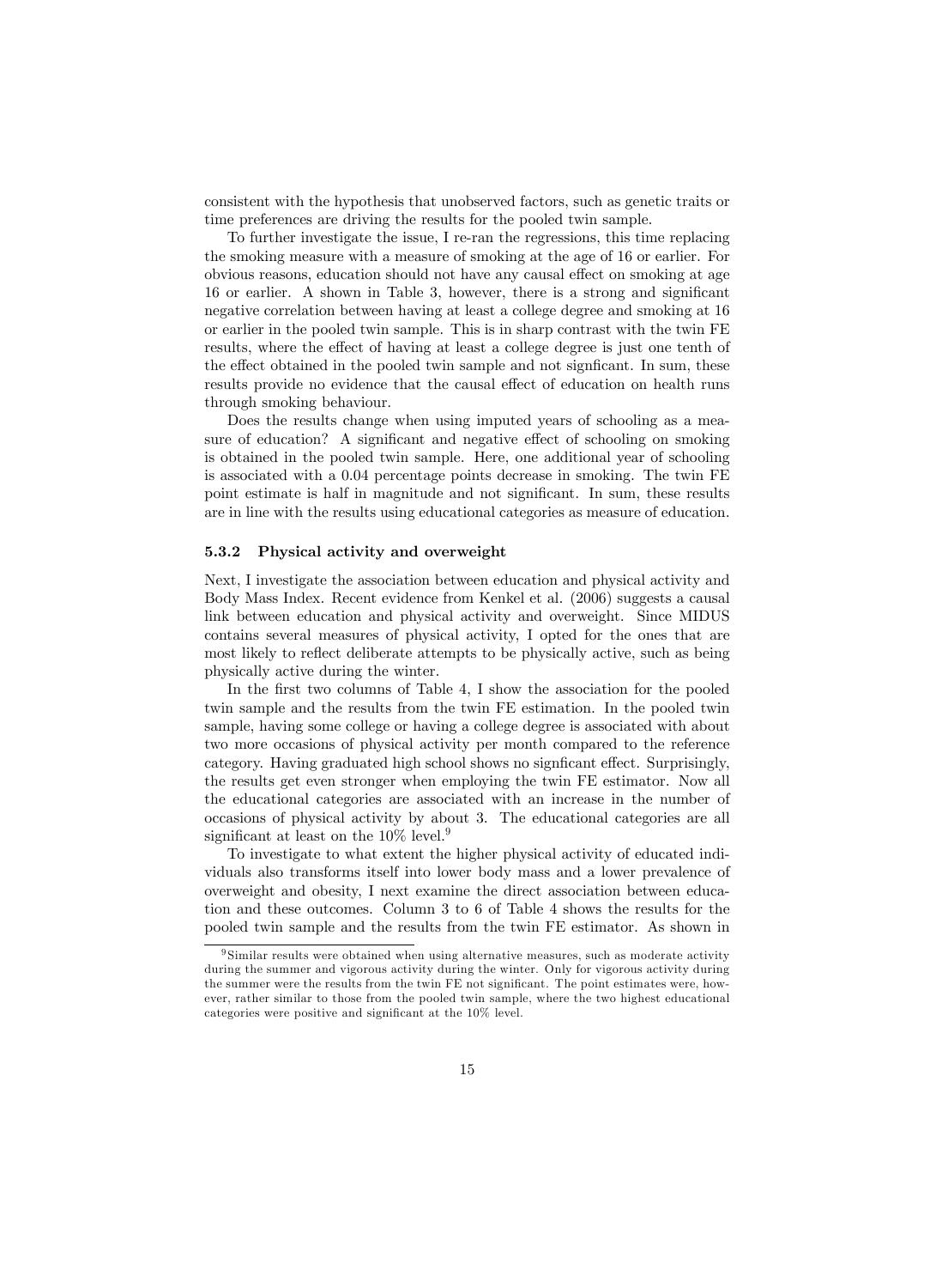consistent with the hypothesis that unobserved factors, such as genetic traits or time preferences are driving the results for the pooled twin sample.

To further investigate the issue, I re-ran the regressions, this time replacing the smoking measure with a measure of smoking at the age of 16 or earlier. For obvious reasons, education should not have any causal effect on smoking at age 16 or earlier. A shown in Table 3, however, there is a strong and significant negative correlation between having at least a college degree and smoking at 16 or earlier in the pooled twin sample. This is in sharp contrast with the twin FE results, where the effect of having at least a college degree is just one tenth of the effect obtained in the pooled twin sample and not signficant. In sum, these results provide no evidence that the causal effect of education on health runs through smoking behaviour.

Does the results change when using imputed years of schooling as a measure of education? A significant and negative effect of schooling on smoking is obtained in the pooled twin sample. Here, one additional year of schooling is associated with a 0.04 percentage points decrease in smoking. The twin FE point estimate is half in magnitude and not significant. In sum, these results are in line with the results using educational categories as measure of education.

### 5.3.2 Physical activity and overweight

Next, I investigate the association between education and physical activity and Body Mass Index. Recent evidence from Kenkel et al. (2006) suggests a causal link between education and physical activity and overweight. Since MIDUS contains several measures of physical activity, I opted for the ones that are most likely to reflect deliberate attempts to be physically active, such as being physically active during the winter.

In the first two columns of Table 4, I show the association for the pooled twin sample and the results from the twin FE estimation. In the pooled twin sample, having some college or having a college degree is associated with about two more occasions of physical activity per month compared to the reference category. Having graduated high school shows no signficant effect. Surprisingly, the results get even stronger when employing the twin FE estimator. Now all the educational categories are associated with an increase in the number of occasions of physical activity by about 3. The educational categories are all significant at least on the 10% level.[9]

To investigate to what extent the higher physical activity of educated individuals also transforms itself into lower body mass and a lower prevalence of overweight and obesity, I next examine the direct association between education and these outcomes. Column 3 to 6 of Table 4 shows the results for the pooled twin sample and the results from the twin FE estimator. As shown in

[9] Similar results were obtained when using alternative measures, such as moderate activity during the summer and vigorous activity during the winter. Only for vigorous activity during the summer were the results from the twin FE not significant. The point estimates were, however, rather similar to those from the pooled twin sample, where the two highest educational categories were positive and significant at the 10% level.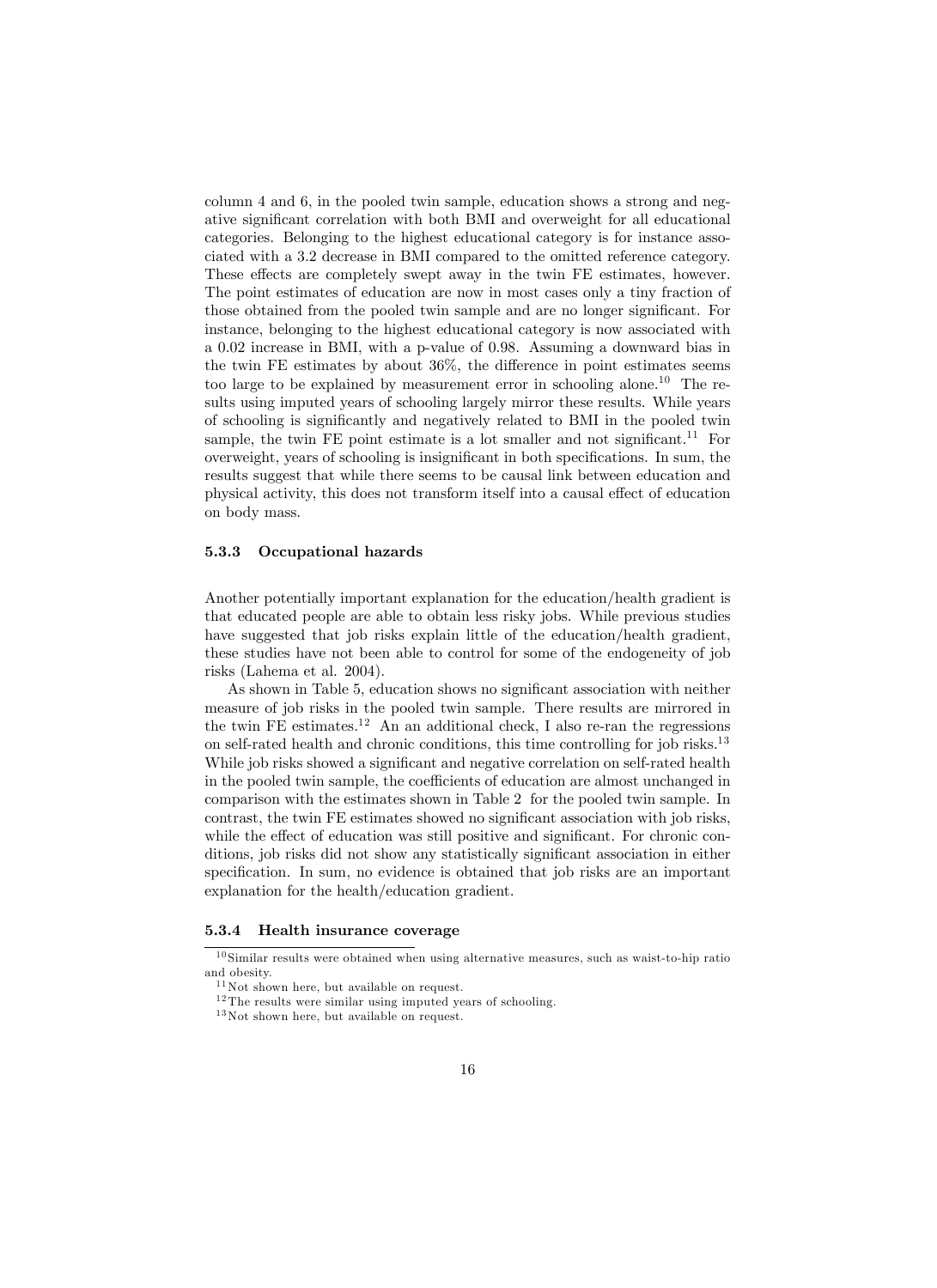column 4 and 6, in the pooled twin sample, education shows a strong and negative significant correlation with both BMI and overweight for all educational categories. Belonging to the highest educational category is for instance associated with a 3.2 decrease in BMI compared to the omitted reference category. These effects are completely swept away in the twin FE estimates, however. The point estimates of education are now in most cases only a tiny fraction of those obtained from the pooled twin sample and are no longer significant. For instance, belonging to the highest educational category is now associated with a 0.02 increase in BMI, with a p-value of 0.98. Assuming a downward bias in the twin FE estimates by about 36%, the difference in point estimates seems too large to be explained by measurement error in schooling alone.[10] The results using imputed years of schooling largely mirror these results. While years of schooling is significantly and negatively related to BMI in the pooled twin sample, the twin FE point estimate is a lot smaller and not significant.[11] For overweight, years of schooling is insignificant in both specifications. In sum, the results suggest that while there seems to be causal link between education and physical activity, this does not transform itself into a causal effect of education on body mass.

### 5.3.3 Occupational hazards

Another potentially important explanation for the education/health gradient is that educated people are able to obtain less risky jobs. While previous studies have suggested that job risks explain little of the education/health gradient, these studies have not been able to control for some of the endogeneity of job risks (Lahema et al. 2004).

As shown in Table 5, education shows no significant association with neither measure of job risks in the pooled twin sample. There results are mirrored in the twin FE estimates.[12] An an additional check, I also re-ran the regressions on self-rated health and chronic conditions, this time controlling for job risks.[13] While job risks showed a significant and negative correlation on self-rated health in the pooled twin sample, the coefficients of education are almost unchanged in comparison with the estimates shown in Table 2 for the pooled twin sample. In contrast, the twin FE estimates showed no significant association with job risks, while the effect of education was still positive and significant. For chronic conditions, job risks did not show any statistically significant association in either specification. In sum, no evidence is obtained that job risks are an important explanation for the health/education gradient.

### 5.3.4 Health insurance coverage

[10] Similar results were obtained when using alternative measures, such as waist-to-hip ratio and obesity.

[11] Not shown here, but available on request.

[12] The results were similar using imputed years of schooling.

[13] Not shown here, but available on request.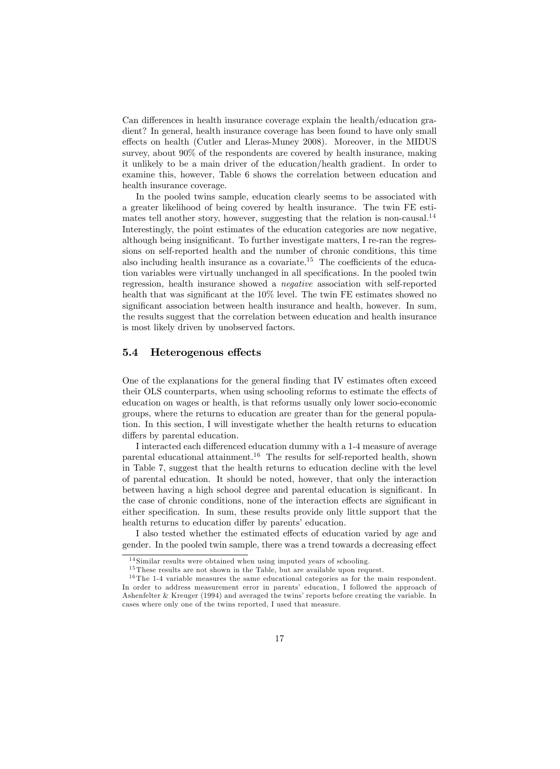Can differences in health insurance coverage explain the health/education gradient? In general, health insurance coverage has been found to have only small effects on health (Cutler and Lleras-Muney 2008). Moreover, in the MIDUS survey, about 90% of the respondents are covered by health insurance, making it unlikely to be a main driver of the education/health gradient. In order to examine this, however, Table 6 shows the correlation between education and health insurance coverage.

In the pooled twins sample, education clearly seems to be associated with a greater likelihood of being covered by health insurance. The twin FE estimates tell another story, however, suggesting that the relation is non-causal.[14] Interestingly, the point estimates of the education categories are now negative, although being insignificant. To further investigate matters, I re-ran the regressions on self-reported health and the number of chronic conditions, this time also including health insurance as a covariate.[15] The coefficients of the education variables were virtually unchanged in all specifications. In the pooled twin regression, health insurance showed a *negative* association with self-reported health that was significant at the 10% level. The twin FE estimates showed no significant association between health insurance and health, however. In sum, the results suggest that the correlation between education and health insurance is most likely driven by unobserved factors.

### 5.4 Heterogenous effects

One of the explanations for the general finding that IV estimates often exceed their OLS counterparts, when using schooling reforms to estimate the effects of education on wages or health, is that reforms usually only lower socio-economic groups, where the returns to education are greater than for the general population. In this section, I will investigate whether the health returns to education differs by parental education.

I interacted each differenced education dummy with a 1-4 measure of average parental educational attainment.[16] The results for self-reported health, shown in Table 7, suggest that the health returns to education decline with the level of parental education. It should be noted, however, that only the interaction between having a high school degree and parental education is significant. In the case of chronic conditions, none of the interaction effects are significant in either specification. In sum, these results provide only little support that the health returns to education differ by parents' education.

I also tested whether the estimated effects of education varied by age and gender. In the pooled twin sample, there was a trend towards a decreasing effect

[14] Similar results were obtained when using imputed years of schooling.

[15] These results are not shown in the Table, but are available upon request.

[16] The 1-4 variable measures the same educational categories as for the main respondent. In order to address measurement error in parents' education, I followed the approach of Ashenfelter & Kreuger (1994) and averaged the twins' reports before creating the variable. In cases where only one of the twins reported, I used that measure.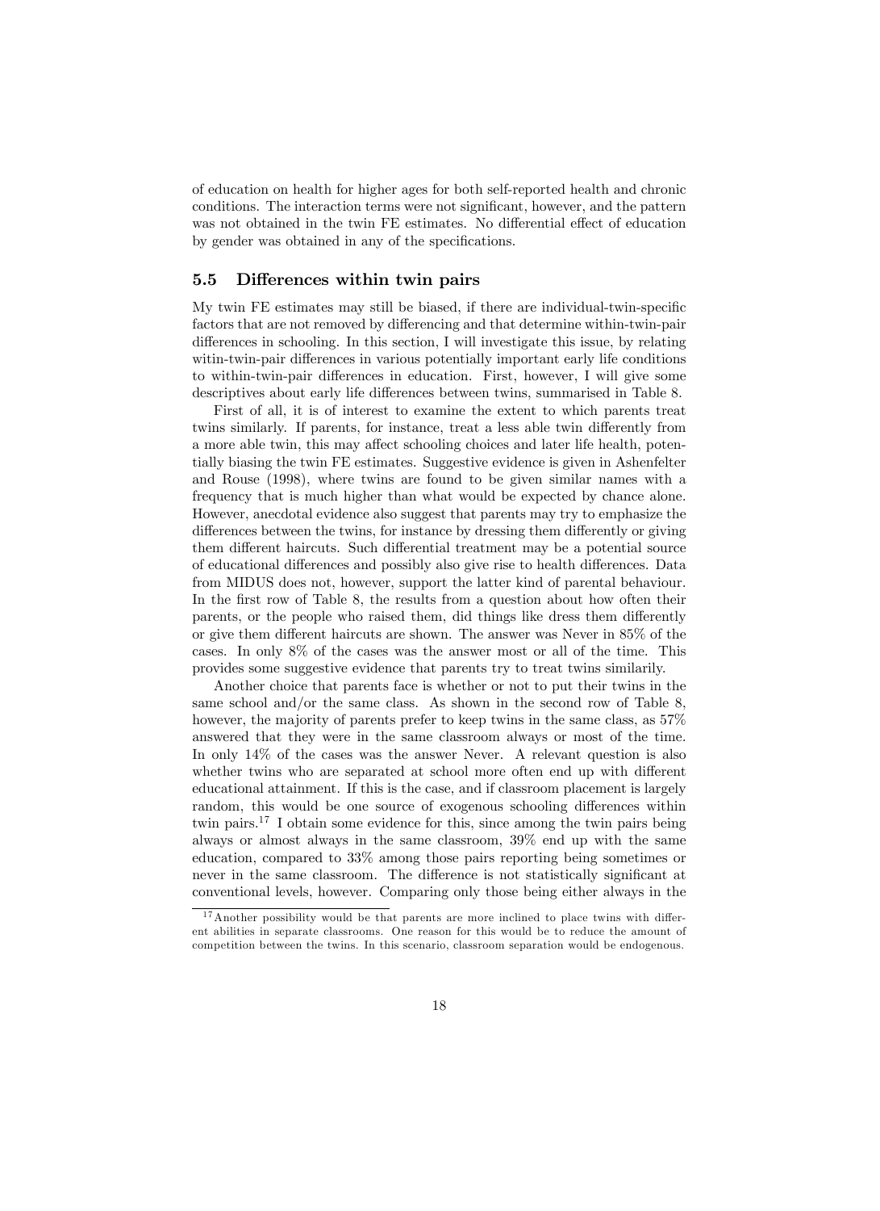of education on health for higher ages for both self-reported health and chronic conditions. The interaction terms were not significant, however, and the pattern was not obtained in the twin FE estimates. No differential effect of education by gender was obtained in any of the specifications.

### 5.5 Differences within twin pairs

My twin FE estimates may still be biased, if there are individual-twin-specific factors that are not removed by differencing and that determine within-twin-pair differences in schooling. In this section, I will investigate this issue, by relating witin-twin-pair differences in various potentially important early life conditions to within-twin-pair differences in education. First, however, I will give some descriptives about early life differences between twins, summarised in Table 8.

First of all, it is of interest to examine the extent to which parents treat twins similarly. If parents, for instance, treat a less able twin differently from a more able twin, this may affect schooling choices and later life health, potentially biasing the twin FE estimates. Suggestive evidence is given in Ashenfelter and Rouse (1998), where twins are found to be given similar names with a frequency that is much higher than what would be expected by chance alone. However, anecdotal evidence also suggest that parents may try to emphasize the differences between the twins, for instance by dressing them differently or giving them different haircuts. Such differential treatment may be a potential source of educational differences and possibly also give rise to health differences. Data from MIDUS does not, however, support the latter kind of parental behaviour. In the first row of Table 8, the results from a question about how often their parents, or the people who raised them, did things like dress them differently or give them different haircuts are shown. The answer was Never in 85% of the cases. In only 8% of the cases was the answer most or all of the time. This provides some suggestive evidence that parents try to treat twins similarily.

Another choice that parents face is whether or not to put their twins in the same school and/or the same class. As shown in the second row of Table 8, however, the majority of parents prefer to keep twins in the same class, as 57% answered that they were in the same classroom always or most of the time. In only 14% of the cases was the answer Never. A relevant question is also whether twins who are separated at school more often end up with different educational attainment. If this is the case, and if classroom placement is largely random, this would be one source of exogenous schooling differences within twin pairs.[17] I obtain some evidence for this, since among the twin pairs being always or almost always in the same classroom, 39% end up with the same education, compared to 33% among those pairs reporting being sometimes or never in the same classroom. The difference is not statistically significant at conventional levels, however. Comparing only those being either always in the

[17] Another possibility would be that parents are more inclined to place twins with different abilities in separate classrooms. One reason for this would be to reduce the amount of competition between the twins. In this scenario, classroom separation would be endogenous.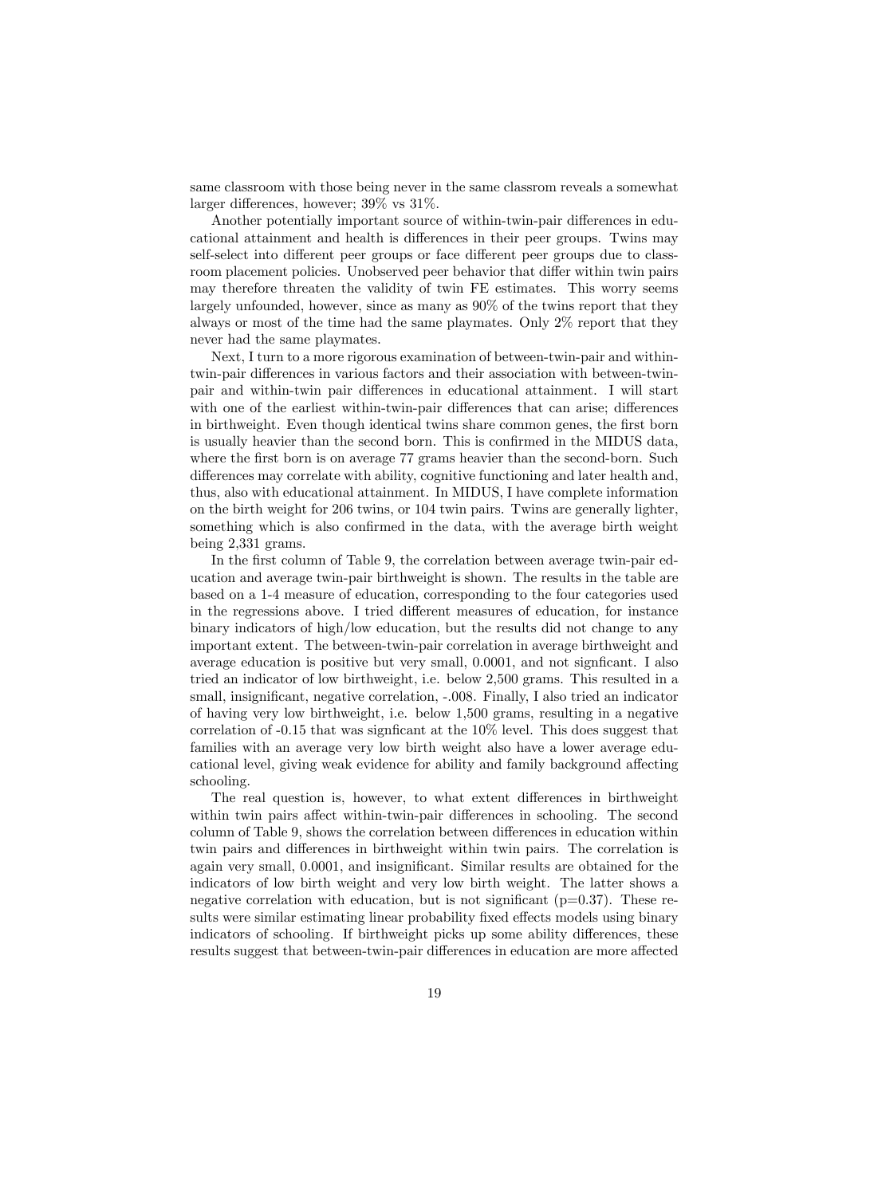same classroom with those being never in the same classrom reveals a somewhat larger differences, however; 39% vs 31%.

Another potentially important source of within-twin-pair differences in educational attainment and health is differences in their peer groups. Twins may self-select into different peer groups or face different peer groups due to classroom placement policies. Unobserved peer behavior that differ within twin pairs may therefore threaten the validity of twin FE estimates. This worry seems largely unfounded, however, since as many as 90% of the twins report that they always or most of the time had the same playmates. Only 2% report that they never had the same playmates.

Next, I turn to a more rigorous examination of between-twin-pair and within-twin-pair differences in various factors and their association with between-twin-pair and within-twin pair differences in educational attainment. I will start with one of the earliest within-twin-pair differences that can arise; differences in birthweight. Even though identical twins share common genes, the first born is usually heavier than the second born. This is confirmed in the MIDUS data, where the first born is on average 77 grams heavier than the second-born. Such differences may correlate with ability, cognitive functioning and later health and, thus, also with educational attainment. In MIDUS, I have complete information on the birth weight for 206 twins, or 104 twin pairs. Twins are generally lighter, something which is also confirmed in the data, with the average birth weight being 2,331 grams.

In the first column of Table 9, the correlation between average twin-pair education and average twin-pair birthweight is shown. The results in the table are based on a 1-4 measure of education, corresponding to the four categories used in the regressions above. I tried different measures of education, for instance binary indicators of high/low education, but the results did not change to any important extent. The between-twin-pair correlation in average birthweight and average education is positive but very small, 0.0001, and not signficant. I also tried an indicator of low birthweight, i.e. below 2,500 grams. This resulted in a small, insignificant, negative correlation, -.008. Finally, I also tried an indicator of having very low birthweight, i.e. below 1,500 grams, resulting in a negative correlation of -0.15 that was signficant at the 10% level. This does suggest that families with an average very low birth weight also have a lower average educational level, giving weak evidence for ability and family background affecting schooling.

The real question is, however, to what extent differences in birthweight within twin pairs affect within-twin-pair differences in schooling. The second column of Table 9, shows the correlation between differences in education within twin pairs and differences in birthweight within twin pairs. The correlation is again very small, 0.0001, and insignificant. Similar results are obtained for the indicators of low birth weight and very low birth weight. The latter shows a negative correlation with education, but is not significant (p=0.37). These results were similar estimating linear probability fixed effects models using binary indicators of schooling. If birthweight picks up some ability differences, these results suggest that between-twin-pair differences in education are more affected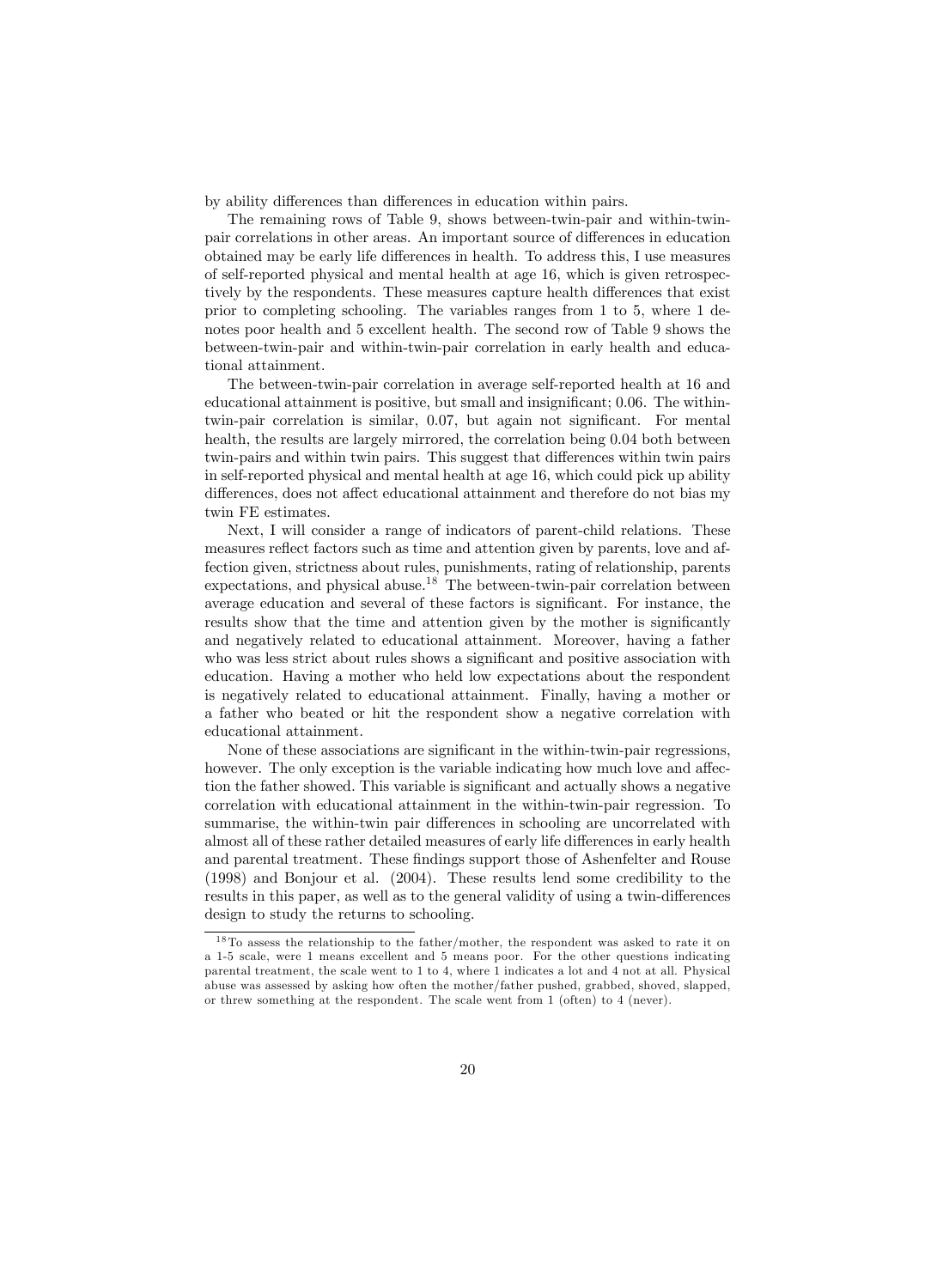by ability differences than differences in education within pairs.

The remaining rows of Table 9, shows between-twin-pair and within-twin-pair correlations in other areas. An important source of differences in education obtained may be early life differences in health. To address this, I use measures of self-reported physical and mental health at age 16, which is given retrospectively by the respondents. These measures capture health differences that exist prior to completing schooling. The variables ranges from 1 to 5, where 1 denotes poor health and 5 excellent health. The second row of Table 9 shows the between-twin-pair and within-twin-pair correlation in early health and educational attainment.

The between-twin-pair correlation in average self-reported health at 16 and educational attainment is positive, but small and insignificant; 0.06. The within-twin-pair correlation is similar, 0.07, but again not significant. For mental health, the results are largely mirrored, the correlation being 0.04 both between twin-pairs and within twin pairs. This suggest that differences within twin pairs in self-reported physical and mental health at age 16, which could pick up ability differences, does not affect educational attainment and therefore do not bias my twin FE estimates.

Next, I will consider a range of indicators of parent-child relations. These measures reflect factors such as time and attention given by parents, love and affection given, strictness about rules, punishments, rating of relationship, parents expectations, and physical abuse.[18] The between-twin-pair correlation between average education and several of these factors is significant. For instance, the results show that the time and attention given by the mother is significantly and negatively related to educational attainment. Moreover, having a father who was less strict about rules shows a significant and positive association with education. Having a mother who held low expectations about the respondent is negatively related to educational attainment. Finally, having a mother or a father who beated or hit the respondent show a negative correlation with educational attainment.

None of these associations are significant in the within-twin-pair regressions, however. The only exception is the variable indicating how much love and affection the father showed. This variable is significant and actually shows a negative correlation with educational attainment in the within-twin-pair regression. To summarise, the within-twin pair differences in schooling are uncorrelated with almost all of these rather detailed measures of early life differences in early health and parental treatment. These findings support those of Ashenfelter and Rouse (1998) and Bonjour et al. (2004). These results lend some credibility to the results in this paper, as well as to the general validity of using a twin-differences design to study the returns to schooling.

[18] To assess the relationship to the father/mother, the respondent was asked to rate it on a 1-5 scale, were 1 means excellent and 5 means poor. For the other questions indicating parental treatment, the scale went to 1 to 4, where 1 indicates a lot and 4 not at all. Physical abuse was assessed by asking how often the mother/father pushed, grabbed, shoved, slapped, or threw something at the respondent. The scale went from 1 (often) to 4 (never).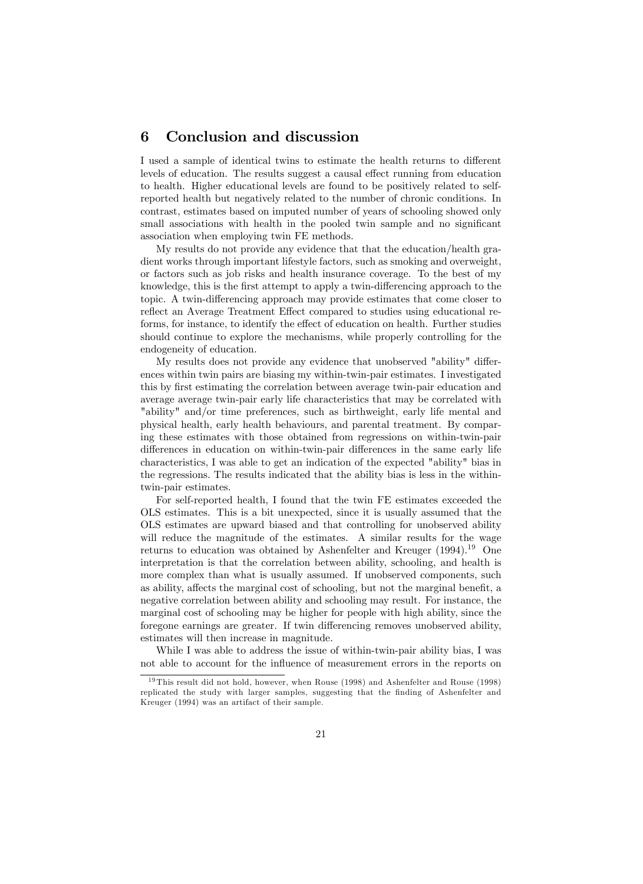## 6 Conclusion and discussion

I used a sample of identical twins to estimate the health returns to different levels of education. The results suggest a causal effect running from education to health. Higher educational levels are found to be positively related to self-reported health but negatively related to the number of chronic conditions. In contrast, estimates based on imputed number of years of schooling showed only small associations with health in the pooled twin sample and no significant association when employing twin FE methods.

My results do not provide any evidence that that the education/health gradient works through important lifestyle factors, such as smoking and overweight, or factors such as job risks and health insurance coverage. To the best of my knowledge, this is the first attempt to apply a twin-differencing approach to the topic. A twin-differencing approach may provide estimates that come closer to reflect an Average Treatment Effect compared to studies using educational reforms, for instance, to identify the effect of education on health. Further studies should continue to explore the mechanisms, while properly controlling for the endogeneity of education.

My results does not provide any evidence that unobserved "ability" differences within twin pairs are biasing my within-twin-pair estimates. I investigated this by first estimating the correlation between average twin-pair education and average average twin-pair early life characteristics that may be correlated with "ability" and/or time preferences, such as birthweight, early life mental and physical health, early health behaviours, and parental treatment. By comparing these estimates with those obtained from regressions on within-twin-pair differences in education on within-twin-pair differences in the same early life characteristics, I was able to get an indication of the expected "ability" bias in the regressions. The results indicated that the ability bias is less in the within-twin-pair estimates.

For self-reported health, I found that the twin FE estimates exceeded the OLS estimates. This is a bit unexpected, since it is usually assumed that the OLS estimates are upward biased and that controlling for unobserved ability will reduce the magnitude of the estimates. A similar results for the wage returns to education was obtained by Ashenfelter and Kreuger (1994).[19] One interpretation is that the correlation between ability, schooling, and health is more complex than what is usually assumed. If unobserved components, such as ability, affects the marginal cost of schooling, but not the marginal benefit, a negative correlation between ability and schooling may result. For instance, the marginal cost of schooling may be higher for people with high ability, since the foregone earnings are greater. If twin differencing removes unobserved ability, estimates will then increase in magnitude.

While I was able to address the issue of within-twin-pair ability bias, I was not able to account for the influence of measurement errors in the reports on

[19] This result did not hold, however, when Rouse (1998) and Ashenfelter and Rouse (1998) replicated the study with larger samples, suggesting that the finding of Ashenfelter and Kreuger (1994) was an artifact of their sample.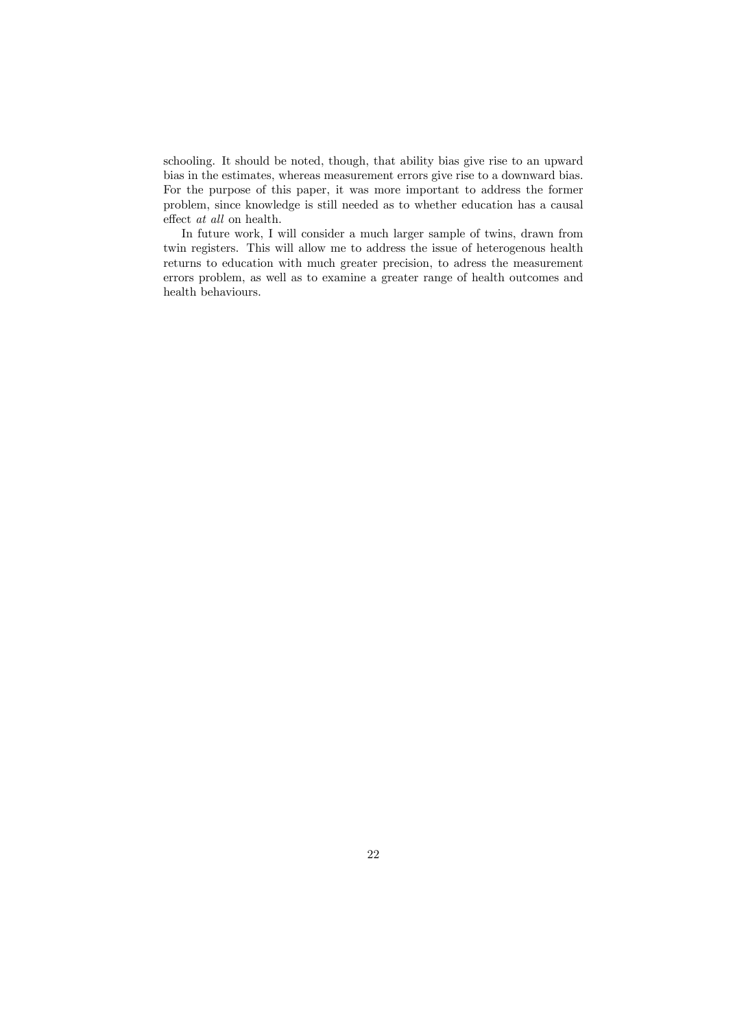schooling. It should be noted, though, that ability bias give rise to an upward bias in the estimates, whereas measurement errors give rise to a downward bias. For the purpose of this paper, it was more important to address the former problem, since knowledge is still needed as to whether education has a causal effect *at all* on health.

In future work, I will consider a much larger sample of twins, drawn from twin registers. This will allow me to address the issue of heterogenous health returns to education with much greater precision, to adress the measurement errors problem, as well as to examine a greater range of health outcomes and health behaviours.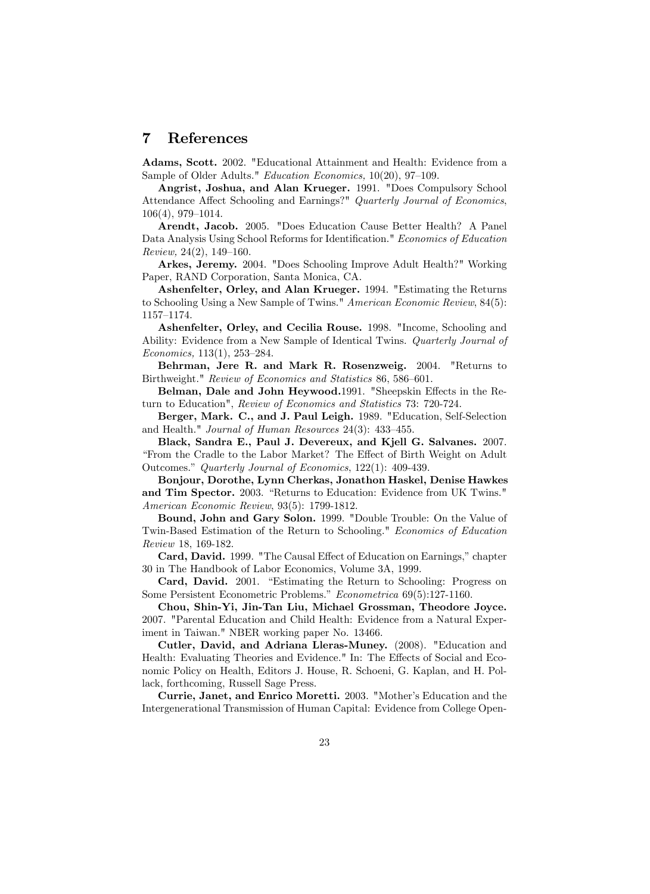# 7 References

**Adams, Scott.** 2002. "Educational Attainment and Health: Evidence from a Sample of Older Adults." *Education Economics,* 10(20), 97–109.

**Angrist, Joshua, and Alan Krueger.** 1991. "Does Compulsory School Attendance Affect Schooling and Earnings?" *Quarterly Journal of Economics*, 106(4), 979–1014.

**Arendt, Jacob.** 2005. "Does Education Cause Better Health? A Panel Data Analysis Using School Reforms for Identification." *Economics of Education Review,* 24(2), 149–160.

**Arkes, Jeremy.** 2004. "Does Schooling Improve Adult Health?" Working Paper, RAND Corporation, Santa Monica, CA.

**Ashenfelter, Orley, and Alan Krueger.** 1994. "Estimating the Returns to Schooling Using a New Sample of Twins." *American Economic Review*, 84(5): 1157–1174.

**Ashenfelter, Orley, and Cecilia Rouse.** 1998. "Income, Schooling and Ability: Evidence from a New Sample of Identical Twins. *Quarterly Journal of Economics,* 113(1), 253–284.

**Behrman, Jere R. and Mark R. Rosenzweig.** 2004. "Returns to Birthweight." *Review of Economics and Statistics* 86, 586–601.

**Belman, Dale and John Heywood.**1991. "Sheepskin Effects in the Return to Education", *Review of Economics and Statistics* 73: 720-724.

**Berger, Mark. C., and J. Paul Leigh.** 1989. "Education, Self-Selection and Health." *Journal of Human Resources* 24(3): 433–455.

**Black, Sandra E., Paul J. Devereux, and Kjell G. Salvanes.** 2007. "From the Cradle to the Labor Market? The Effect of Birth Weight on Adult Outcomes." *Quarterly Journal of Economics*, 122(1): 409-439.

**Bonjour, Dorothe, Lynn Cherkas, Jonathon Haskel, Denise Hawkes and Tim Spector.** 2003. "Returns to Education: Evidence from UK Twins." *American Economic Review*, 93(5): 1799-1812.

**Bound, John and Gary Solon.** 1999. "Double Trouble: On the Value of Twin-Based Estimation of the Return to Schooling." *Economics of Education Review* 18, 169-182.

**Card, David.** 1999. "The Causal Effect of Education on Earnings," chapter 30 in The Handbook of Labor Economics, Volume 3A, 1999.

**Card, David.** 2001. "Estimating the Return to Schooling: Progress on Some Persistent Econometric Problems." *Econometrica* 69(5):127-1160.

**Chou, Shin-Yi, Jin-Tan Liu, Michael Grossman, Theodore Joyce.** 2007. "Parental Education and Child Health: Evidence from a Natural Experiment in Taiwan." NBER working paper No. 13466.

**Cutler, David, and Adriana Lleras-Muney.** (2008). "Education and Health: Evaluating Theories and Evidence." In: The Effects of Social and Economic Policy on Health, Editors J. House, R. Schoeni, G. Kaplan, and H. Pollack, forthcoming, Russell Sage Press.

**Currie, Janet, and Enrico Moretti.** 2003. "Mother's Education and the Intergenerational Transmission of Human Capital: Evidence from College Open-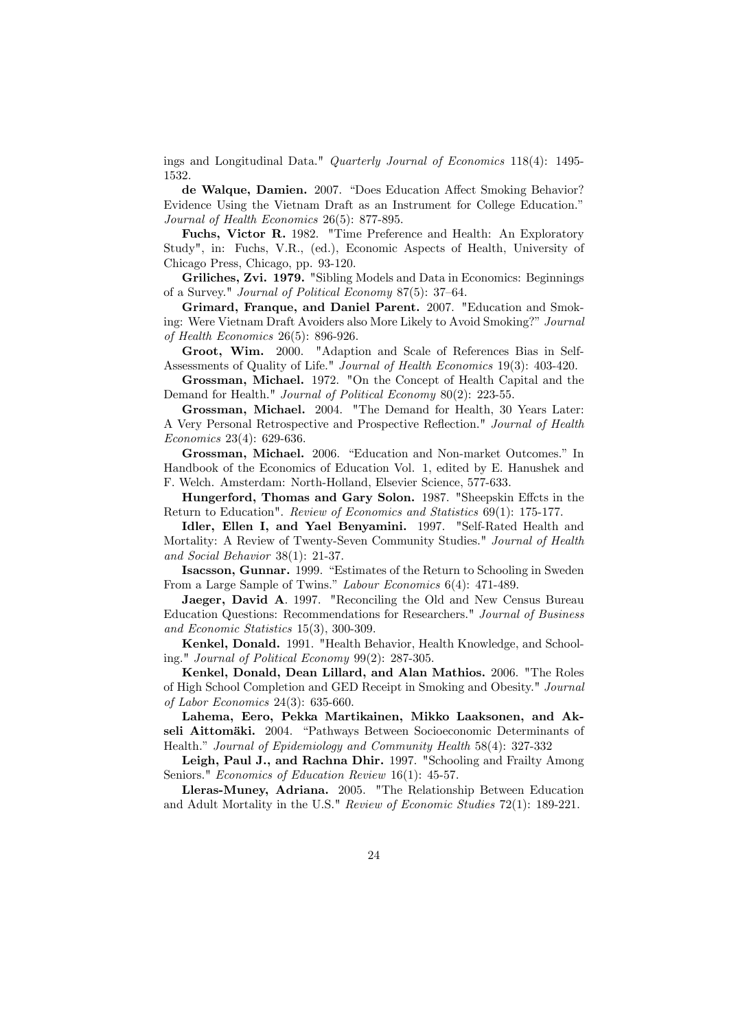ings and Longitudinal Data." *Quarterly Journal of Economics* 118(4): 1495-1532.

**de Walque, Damien.** 2007. "Does Education Affect Smoking Behavior? Evidence Using the Vietnam Draft as an Instrument for College Education." *Journal of Health Economics* 26(5): 877-895.

**Fuchs, Victor R.** 1982. "Time Preference and Health: An Exploratory Study", in: Fuchs, V.R., (ed.), Economic Aspects of Health, University of Chicago Press, Chicago, pp. 93-120.

**Griliches, Zvi. 1979.** "Sibling Models and Data in Economics: Beginnings of a Survey." *Journal of Political Economy* 87(5): 37–64.

**Grimard, Franque, and Daniel Parent.** 2007. "Education and Smoking: Were Vietnam Draft Avoiders also More Likely to Avoid Smoking?" *Journal of Health Economics* 26(5): 896-926.

**Groot, Wim.** 2000. "Adaption and Scale of References Bias in Self-Assessments of Quality of Life." *Journal of Health Economics* 19(3): 403-420.

**Grossman, Michael.** 1972. "On the Concept of Health Capital and the Demand for Health." *Journal of Political Economy* 80(2): 223-55.

**Grossman, Michael.** 2004. "The Demand for Health, 30 Years Later: A Very Personal Retrospective and Prospective Reflection." *Journal of Health Economics* 23(4): 629-636.

**Grossman, Michael.** 2006. "Education and Non-market Outcomes." In Handbook of the Economics of Education Vol. 1, edited by E. Hanushek and F. Welch. Amsterdam: North-Holland, Elsevier Science, 577-633.

**Hungerford, Thomas and Gary Solon.** 1987. "Sheepskin Effcts in the Return to Education". *Review of Economics and Statistics* 69(1): 175-177.

**Idler, Ellen I, and Yael Benyamini.** 1997. "Self-Rated Health and Mortality: A Review of Twenty-Seven Community Studies." *Journal of Health and Social Behavior* 38(1): 21-37.

**Isacsson, Gunnar.** 1999. "Estimates of the Return to Schooling in Sweden From a Large Sample of Twins." *Labour Economics* 6(4): 471-489.

**Jaeger, David A**. 1997. "Reconciling the Old and New Census Bureau Education Questions: Recommendations for Researchers." *Journal of Business and Economic Statistics* 15(3), 300-309.

**Kenkel, Donald.** 1991. "Health Behavior, Health Knowledge, and Schooling." *Journal of Political Economy* 99(2): 287-305.

**Kenkel, Donald, Dean Lillard, and Alan Mathios.** 2006. "The Roles of High School Completion and GED Receipt in Smoking and Obesity." *Journal of Labor Economics* 24(3): 635-660.

**Lahema, Eero, Pekka Martikainen, Mikko Laaksonen, and Akseli Aittomäki.** 2004. "Pathways Between Socioeconomic Determinants of Health." *Journal of Epidemiology and Community Health* 58(4): 327-332

**Leigh, Paul J., and Rachna Dhir.** 1997. "Schooling and Frailty Among Seniors." *Economics of Education Review* 16(1): 45-57.

**Lleras-Muney, Adriana.** 2005. "The Relationship Between Education and Adult Mortality in the U.S." *Review of Economic Studies* 72(1): 189-221.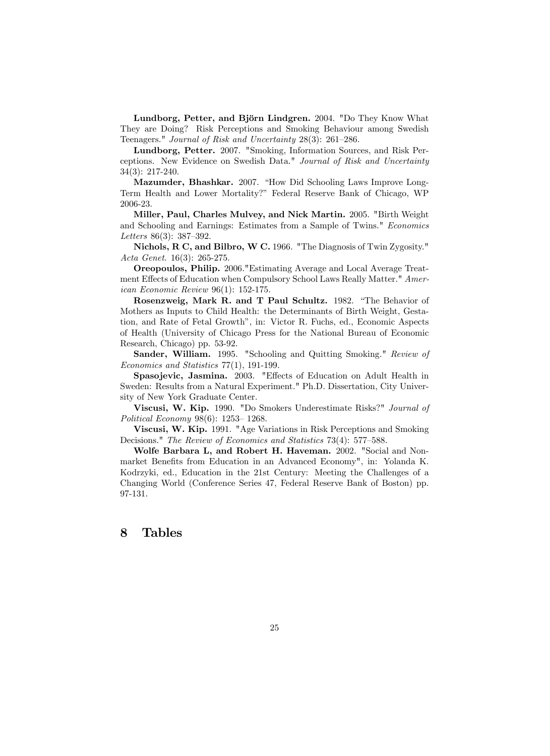**Lundborg, Petter, and Björn Lindgren.** 2004. "Do They Know What They are Doing? Risk Perceptions and Smoking Behaviour among Swedish Teenagers." *Journal of Risk and Uncertainty* 28(3): 261–286.

**Lundborg, Petter.** 2007. "Smoking, Information Sources, and Risk Perceptions. New Evidence on Swedish Data." *Journal of Risk and Uncertainty* 34(3): 217-240.

**Mazumder, Bhashkar.** 2007. "How Did Schooling Laws Improve Long-Term Health and Lower Mortality?" Federal Reserve Bank of Chicago, WP 2006-23.

**Miller, Paul, Charles Mulvey, and Nick Martin.** 2005. "Birth Weight and Schooling and Earnings: Estimates from a Sample of Twins." *Economics Letters* 86(3): 387–392.

**Nichols, R C, and Bilbro, W C.** 1966. "The Diagnosis of Twin Zygosity." *Acta Genet.* 16(3): 265-275.

**Oreopoulos, Philip.** 2006."Estimating Average and Local Average Treatment Effects of Education when Compulsory School Laws Really Matter." *American Economic Review* 96(1): 152-175.

**Rosenzweig, Mark R. and T Paul Schultz.** 1982. "The Behavior of Mothers as Inputs to Child Health: the Determinants of Birth Weight, Gestation, and Rate of Fetal Growth", in: Victor R. Fuchs, ed., Economic Aspects of Health (University of Chicago Press for the National Bureau of Economic Research, Chicago) pp. 53-92.

**Sander, William.** 1995. "Schooling and Quitting Smoking." *Review of Economics and Statistics* 77(1), 191-199.

**Spasojevic, Jasmina.** 2003. "Effects of Education on Adult Health in Sweden: Results from a Natural Experiment." Ph.D. Dissertation, City University of New York Graduate Center.

**Viscusi, W. Kip.** 1990. "Do Smokers Underestimate Risks?" *Journal of Political Economy* 98(6): 1253– 1268.

**Viscusi, W. Kip.** 1991. "Age Variations in Risk Perceptions and Smoking Decisions." *The Review of Economics and Statistics* 73(4): 577–588.

**Wolfe Barbara L, and Robert H. Haveman.** 2002. "Social and Nonmarket Benefits from Education in an Advanced Economy", in: Yolanda K. Kodrzyki, ed., Education in the 21st Century: Meeting the Challenges of a Changing World (Conference Series 47, Federal Reserve Bank of Boston) pp. 97-131.

# 8 Tables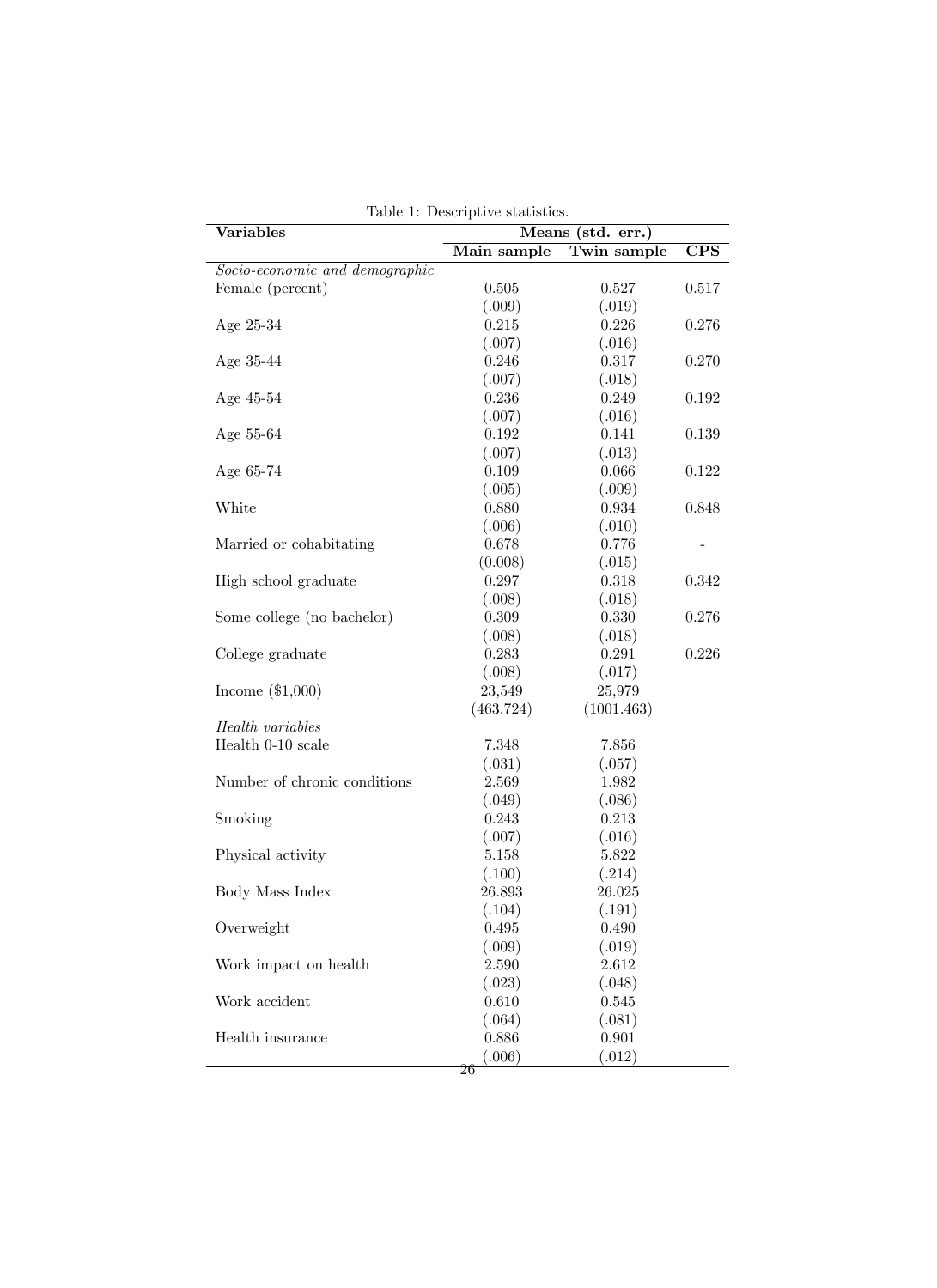Table 1: Descriptive statistics.

| Variables | Means (std. err.) | | |
|---|---|---|---|
| | **Main sample** | **Twin sample** | **CPS** |
| *Socio-economic and demographic* | | | |
| Female (percent) | 0.505 | 0.527 | 0.517 |
| | (.009) | (.019) | |
| Age 25-34 | 0.215 | 0.226 | 0.276 |
| | (.007) | (.016) | |
| Age 35-44 | 0.246 | 0.317 | 0.270 |
| | (.007) | (.018) | |
| Age 45-54 | 0.236 | 0.249 | 0.192 |
| | (.007) | (.016) | |
| Age 55-64 | 0.192 | 0.141 | 0.139 |
| | (.007) | (.013) | |
| Age 65-74 | 0.109 | 0.066 | 0.122 |
| | (.005) | (.009) | |
| White | 0.880 | 0.934 | 0.848 |
| | (.006) | (.010) | |
| Married or cohabitating | 0.678 | 0.776 | - |
| | (0.008) | (.015) | |
| High school graduate | 0.297 | 0.318 | 0.342 |
| | (.008) | (.018) | |
| Some college (no bachelor) | 0.309 | 0.330 | 0.276 |
| | (.008) | (.018) | |
| College graduate | 0.283 | 0.291 | 0.226 |
| | (.008) | (.017) | |
| Income ($1,000) | 23,549 | 25,979 | |
| | (463.724) | (1001.463) | |
| *Health variables* | | | |
| Health 0-10 scale | 7.348 | 7.856 | |
| | (.031) | (.057) | |
| Number of chronic conditions | 2.569 | 1.982 | |
| | (.049) | (.086) | |
| Smoking | 0.243 | 0.213 | |
| | (.007) | (.016) | |
| Physical activity | 5.158 | 5.822 | |
| | (.100) | (.214) | |
| Body Mass Index | 26.893 | 26.025 | |
| | (.104) | (.191) | |
| Overweight | 0.495 | 0.490 | |
| | (.009) | (.019) | |
| Work impact on health | 2.590 | 2.612 | |
| | (.023) | (.048) | |
| Work accident | 0.610 | 0.545 | |
| | (.064) | (.081) | |
| Health insurance | 0.886 | 0.901 | |
| | (.006) | (.012) | |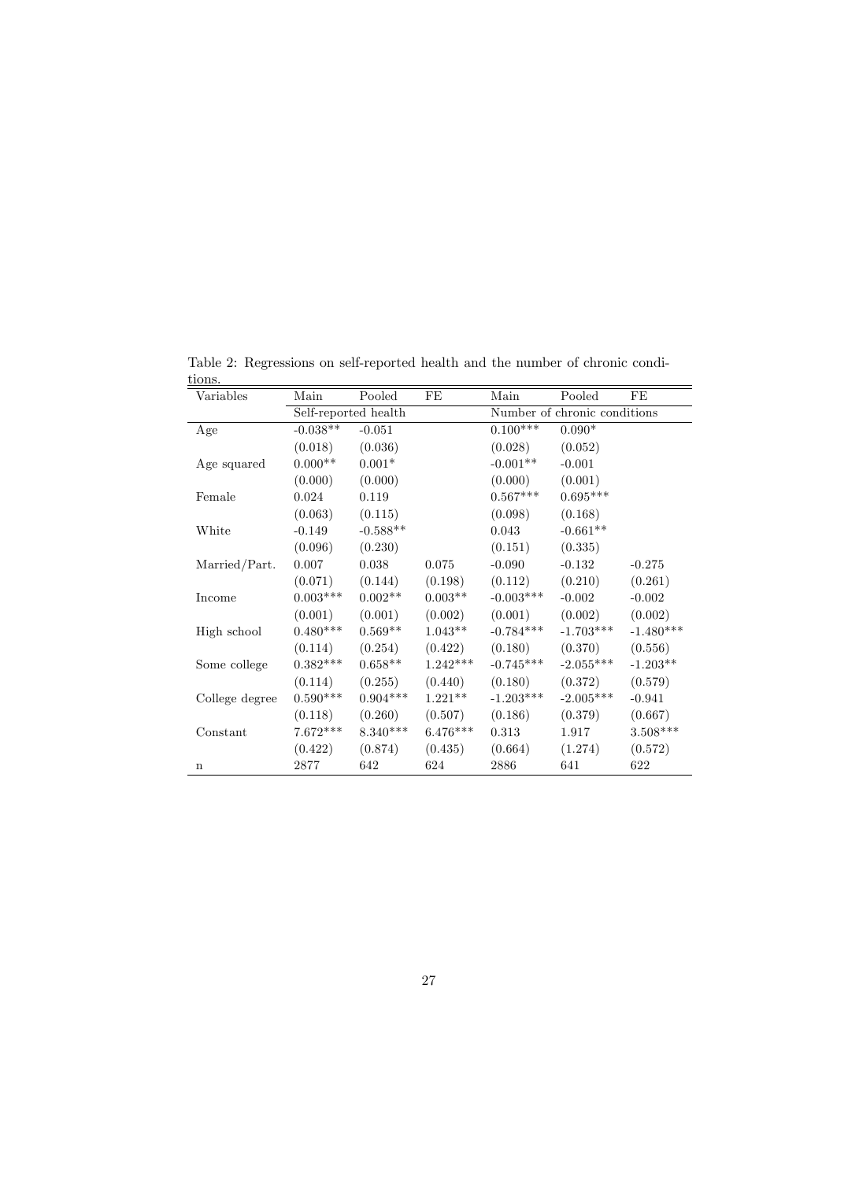Table 2: Regressions on self-reported health and the number of chronic conditions.

| Variables | Main | Pooled | FE | Main | Pooled | FE |
|---|---|---|---|---|---|---|
| | Self-reported health | | | Number of chronic conditions | | |
| Age | -0.038** | -0.051 | | 0.100*** | 0.090* | |
| | (0.018) | (0.036) | | (0.028) | (0.052) | |
| Age squared | 0.000** | 0.001* | | -0.001** | -0.001 | |
| | (0.000) | (0.000) | | (0.000) | (0.001) | |
| Female | 0.024 | 0.119 | | 0.567*** | 0.695*** | |
| | (0.063) | (0.115) | | (0.098) | (0.168) | |
| White | -0.149 | -0.588** | | 0.043 | -0.661** | |
| | (0.096) | (0.230) | | (0.151) | (0.335) | |
| Married/Part. | 0.007 | 0.038 | 0.075 | -0.090 | -0.132 | -0.275 |
| | (0.071) | (0.144) | (0.198) | (0.112) | (0.210) | (0.261) |
| Income | 0.003*** | 0.002** | 0.003** | -0.003*** | -0.002 | -0.002 |
| | (0.001) | (0.001) | (0.002) | (0.001) | (0.002) | (0.002) |
| High school | 0.480*** | 0.569** | 1.043** | -0.784*** | -1.703*** | -1.480*** |
| | (0.114) | (0.254) | (0.422) | (0.180) | (0.370) | (0.556) |
| Some college | 0.382*** | 0.658** | 1.242*** | -0.745*** | -2.055*** | -1.203** |
| | (0.114) | (0.255) | (0.440) | (0.180) | (0.372) | (0.579) |
| College degree | 0.590*** | 0.904*** | 1.221** | -1.203*** | -2.005*** | -0.941 |
| | (0.118) | (0.260) | (0.507) | (0.186) | (0.379) | (0.667) |
| Constant | 7.672*** | 8.340*** | 6.476*** | 0.313 | 1.917 | 3.508*** |
| | (0.422) | (0.874) | (0.435) | (0.664) | (1.274) | (0.572) |
| n | 2877 | 642 | 624 | 2886 | 641 | 622 |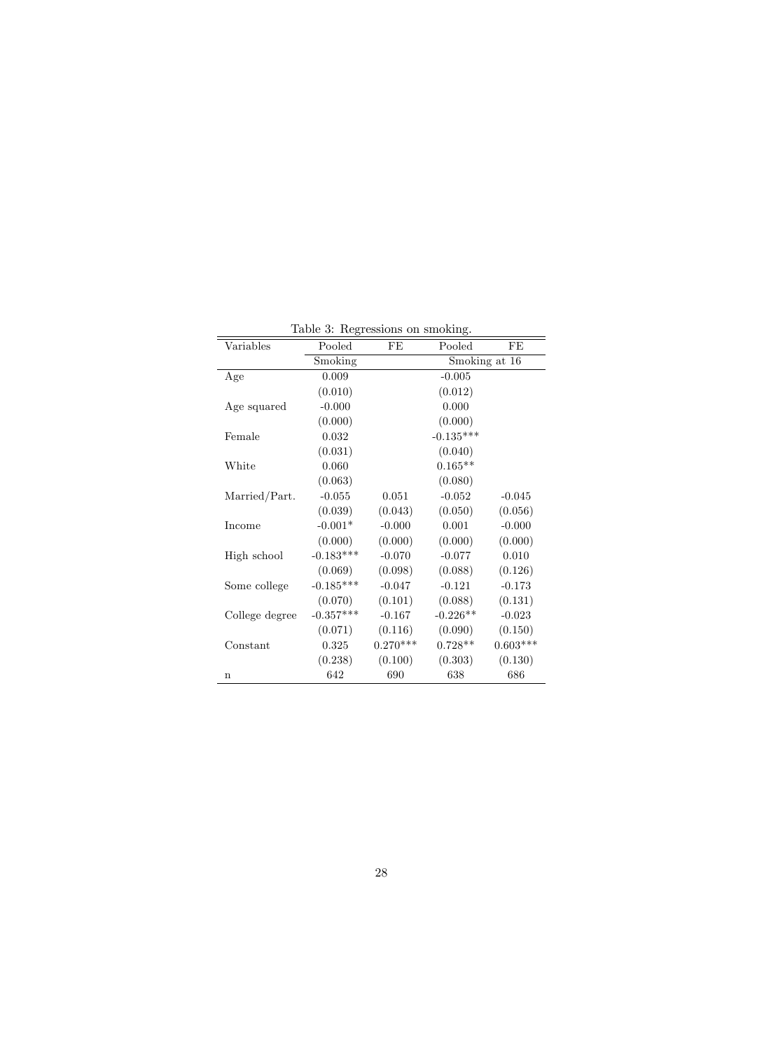Table 3: Regressions on smoking.

| Variables | Pooled | FE | Pooled | FE |
|---|---|---|---|---|
| | Smoking | | Smoking at 16 | |
| Age | 0.009 | | -0.005 | |
| | (0.010) | | (0.012) | |
| Age squared | -0.000 | | 0.000 | |
| | (0.000) | | (0.000) | |
| Female | 0.032 | | -0.135*** | |
| | (0.031) | | (0.040) | |
| White | 0.060 | | 0.165** | |
| | (0.063) | | (0.080) | |
| Married/Part. | -0.055 | 0.051 | -0.052 | -0.045 |
| | (0.039) | (0.043) | (0.050) | (0.056) |
| Income | -0.001* | -0.000 | 0.001 | -0.000 |
| | (0.000) | (0.000) | (0.000) | (0.000) |
| High school | -0.183*** | -0.070 | -0.077 | 0.010 |
| | (0.069) | (0.098) | (0.088) | (0.126) |
| Some college | -0.185*** | -0.047 | -0.121 | -0.173 |
| | (0.070) | (0.101) | (0.088) | (0.131) |
| College degree | -0.357*** | -0.167 | -0.226** | -0.023 |
| | (0.071) | (0.116) | (0.090) | (0.150) |
| Constant | 0.325 | 0.270*** | 0.728** | 0.603*** |
| | (0.238) | (0.100) | (0.303) | (0.130) |
| n | 642 | 690 | 638 | 686 |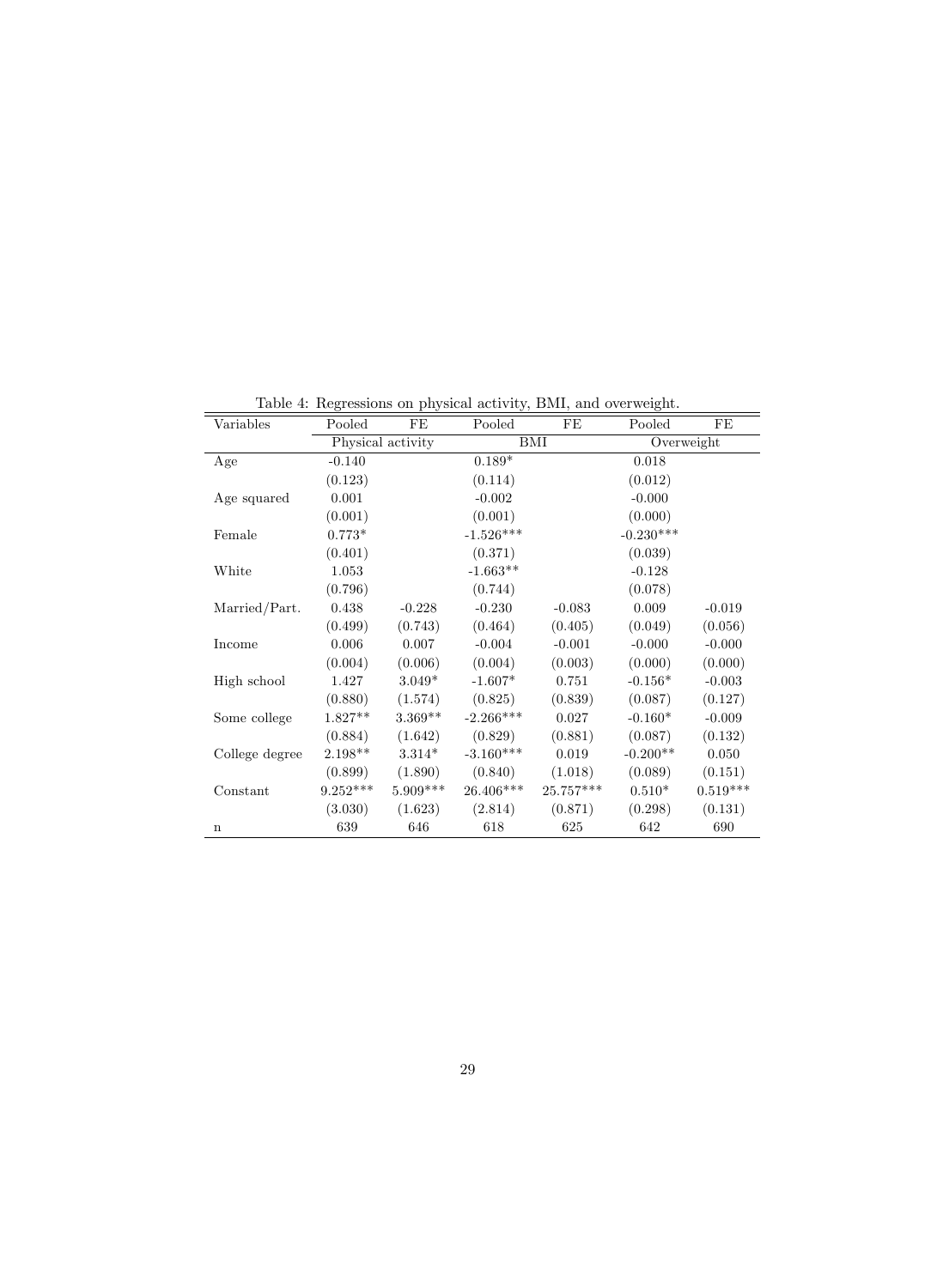Table 4: Regressions on physical activity, BMI, and overweight.

| Variables | Pooled | FE | Pooled | FE | Pooled | FE |
|---|---|---|---|---|---|---|
| | Physical activity | | BMI | | Overweight | |
| Age | -0.140 | | 0.189* | | 0.018 | |
| | (0.123) | | (0.114) | | (0.012) | |
| Age squared | 0.001 | | -0.002 | | -0.000 | |
| | (0.001) | | (0.001) | | (0.000) | |
| Female | 0.773* | | -1.526*** | | -0.230*** | |
| | (0.401) | | (0.371) | | (0.039) | |
| White | 1.053 | | -1.663** | | -0.128 | |
| | (0.796) | | (0.744) | | (0.078) | |
| Married/Part. | 0.438 | -0.228 | -0.230 | -0.083 | 0.009 | -0.019 |
| | (0.499) | (0.743) | (0.464) | (0.405) | (0.049) | (0.056) |
| Income | 0.006 | 0.007 | -0.004 | -0.001 | -0.000 | -0.000 |
| | (0.004) | (0.006) | (0.004) | (0.003) | (0.000) | (0.000) |
| High school | 1.427 | 3.049* | -1.607* | 0.751 | -0.156* | -0.003 |
| | (0.880) | (1.574) | (0.825) | (0.839) | (0.087) | (0.127) |
| Some college | 1.827** | 3.369** | -2.266*** | 0.027 | -0.160* | -0.009 |
| | (0.884) | (1.642) | (0.829) | (0.881) | (0.087) | (0.132) |
| College degree | 2.198** | 3.314* | -3.160*** | 0.019 | -0.200** | 0.050 |
| | (0.899) | (1.890) | (0.840) | (1.018) | (0.089) | (0.151) |
| Constant | 9.252*** | 5.909*** | 26.406*** | 25.757*** | 0.510* | 0.519*** |
| | (3.030) | (1.623) | (2.814) | (0.871) | (0.298) | (0.131) |
| n | 639 | 646 | 618 | 625 | 642 | 690 |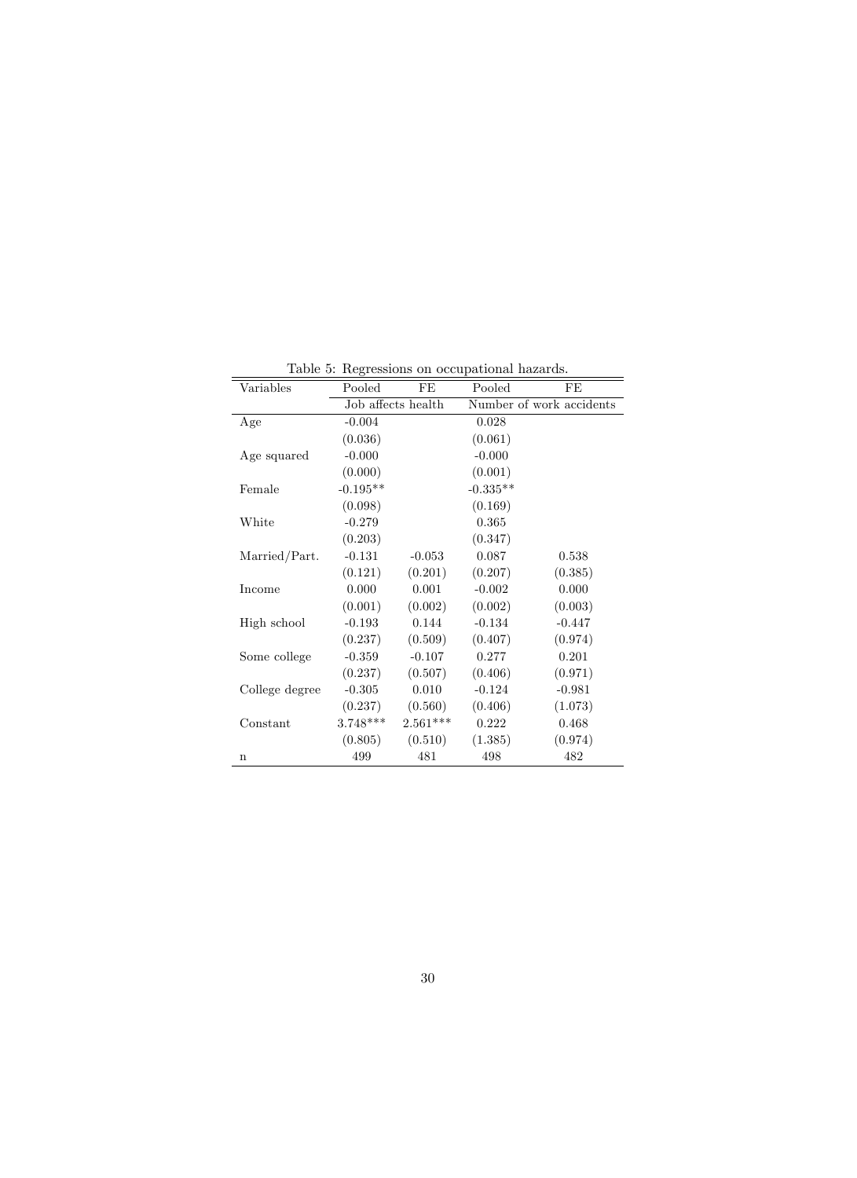Table 5: Regressions on occupational hazards.

| Variables | Pooled | FE | Pooled | FE |
|---|---|---|---|---|
| | Job affects health | | Number of work accidents | |
| Age | -0.004 | | 0.028 | |
| | (0.036) | | (0.061) | |
| Age squared | -0.000 | | -0.000 | |
| | (0.000) | | (0.001) | |
| Female | -0.195** | | -0.335** | |
| | (0.098) | | (0.169) | |
| White | -0.279 | | 0.365 | |
| | (0.203) | | (0.347) | |
| Married/Part. | -0.131 | -0.053 | 0.087 | 0.538 |
| | (0.121) | (0.201) | (0.207) | (0.385) |
| Income | 0.000 | 0.001 | -0.002 | 0.000 |
| | (0.001) | (0.002) | (0.002) | (0.003) |
| High school | -0.193 | 0.144 | -0.134 | -0.447 |
| | (0.237) | (0.509) | (0.407) | (0.974) |
| Some college | -0.359 | -0.107 | 0.277 | 0.201 |
| | (0.237) | (0.507) | (0.406) | (0.971) |
| College degree | -0.305 | 0.010 | -0.124 | -0.981 |
| | (0.237) | (0.560) | (0.406) | (1.073) |
| Constant | 3.748*** | 2.561*** | 0.222 | 0.468 |
| | (0.805) | (0.510) | (1.385) | (0.974) |
| n | 499 | 481 | 498 | 482 |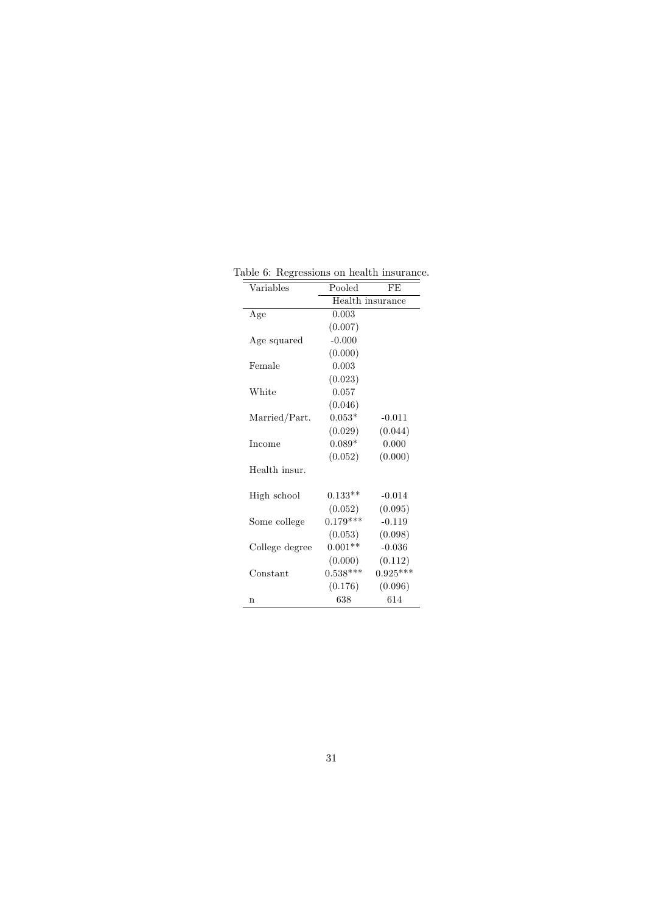Table 6: Regressions on health insurance.

| Variables | Pooled | FE |
|---|---|---|
| | Health insurance | |
| Age | 0.003 | |
| | (0.007) | |
| Age squared | -0.000 | |
| | (0.000) | |
| Female | 0.003 | |
| | (0.023) | |
| White | 0.057 | |
| | (0.046) | |
| Married/Part. | 0.053* | -0.011 |
| | (0.029) | (0.044) |
| Income | 0.089* | 0.000 |
| | (0.052) | (0.000) |
| Health insur. | | |
| | | |
| High school | 0.133** | -0.014 |
| | (0.052) | (0.095) |
| Some college | 0.179*** | -0.119 |
| | (0.053) | (0.098) |
| College degree | 0.001** | -0.036 |
| | (0.000) | (0.112) |
| Constant | 0.538*** | 0.925*** |
| | (0.176) | (0.096) |
| n | 638 | 614 |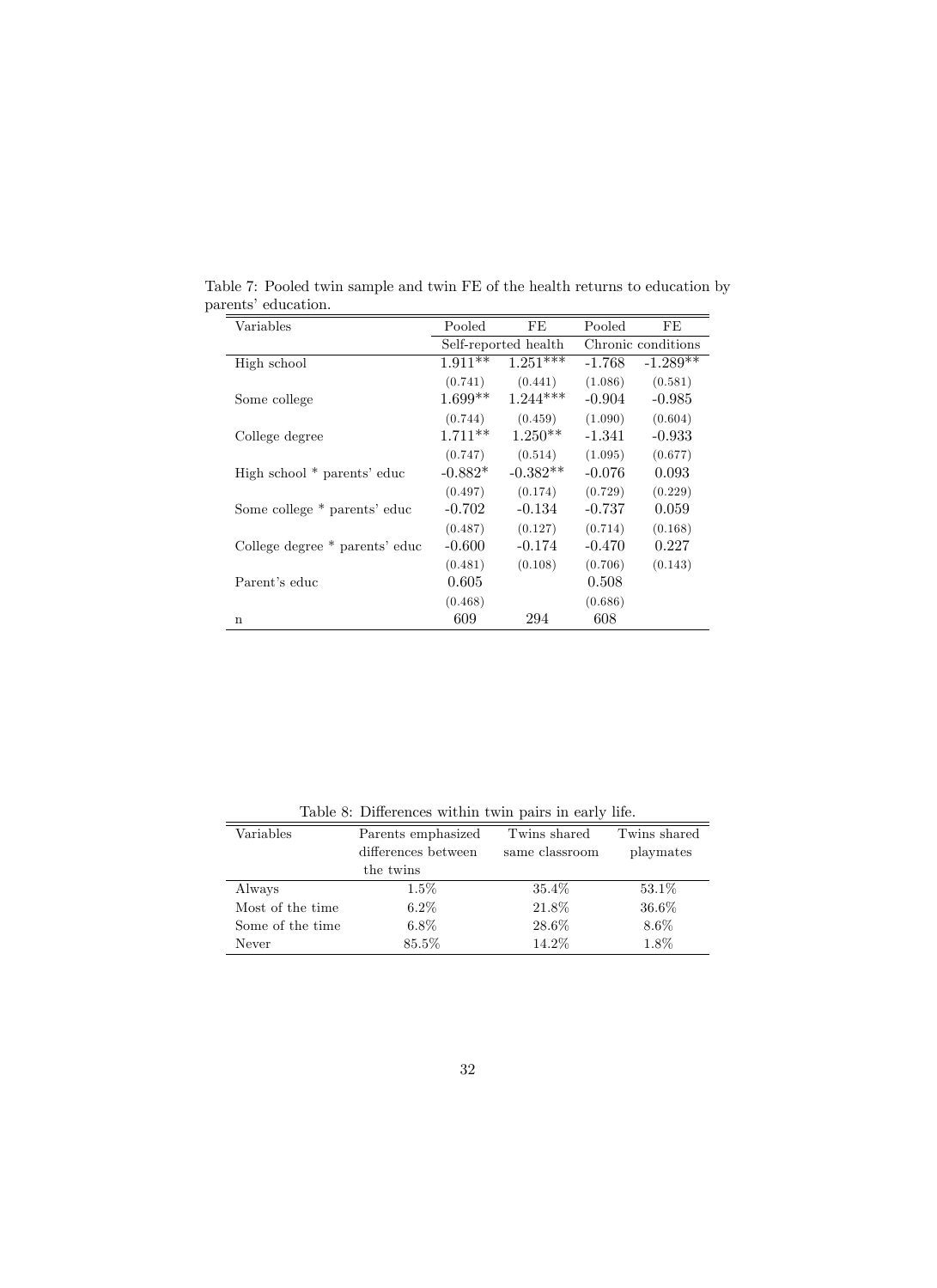Table 7: Pooled twin sample and twin FE of the health returns to education by parents' education.

| Variables | Pooled | FE | Pooled | FE |
|---|---|---|---|---|
| | Self-reported health | | Chronic conditions | |
| High school | 1.911** | 1.251*** | -1.768 | -1.289** |
| | (0.741) | (0.441) | (1.086) | (0.581) |
| Some college | 1.699** | 1.244*** | -0.904 | -0.985 |
| | (0.744) | (0.459) | (1.090) | (0.604) |
| College degree | 1.711** | 1.250** | -1.341 | -0.933 |
| | (0.747) | (0.514) | (1.095) | (0.677) |
| High school * parents' educ | -0.882* | -0.382** | -0.076 | 0.093 |
| | (0.497) | (0.174) | (0.729) | (0.229) |
| Some college * parents' educ | -0.702 | -0.134 | -0.737 | 0.059 |
| | (0.487) | (0.127) | (0.714) | (0.168) |
| College degree * parents' educ | -0.600 | -0.174 | -0.470 | 0.227 |
| | (0.481) | (0.108) | (0.706) | (0.143) |
| Parent's educ | 0.605 | | 0.508 | |
| | (0.468) | | (0.686) | |
| n | 609 | 294 | 608 | |

Table 8: Differences within twin pairs in early life.

| Variables | Parents emphasized differences between the twins | Twins shared same classroom | Twins shared playmates |
|---|---|---|---|
| Always | 1.5% | 35.4% | 53.1% |
| Most of the time | 6.2% | 21.8% | 36.6% |
| Some of the time | 6.8% | 28.6% | 8.6% |
| Never | 85.5% | 14.2% | 1.8% |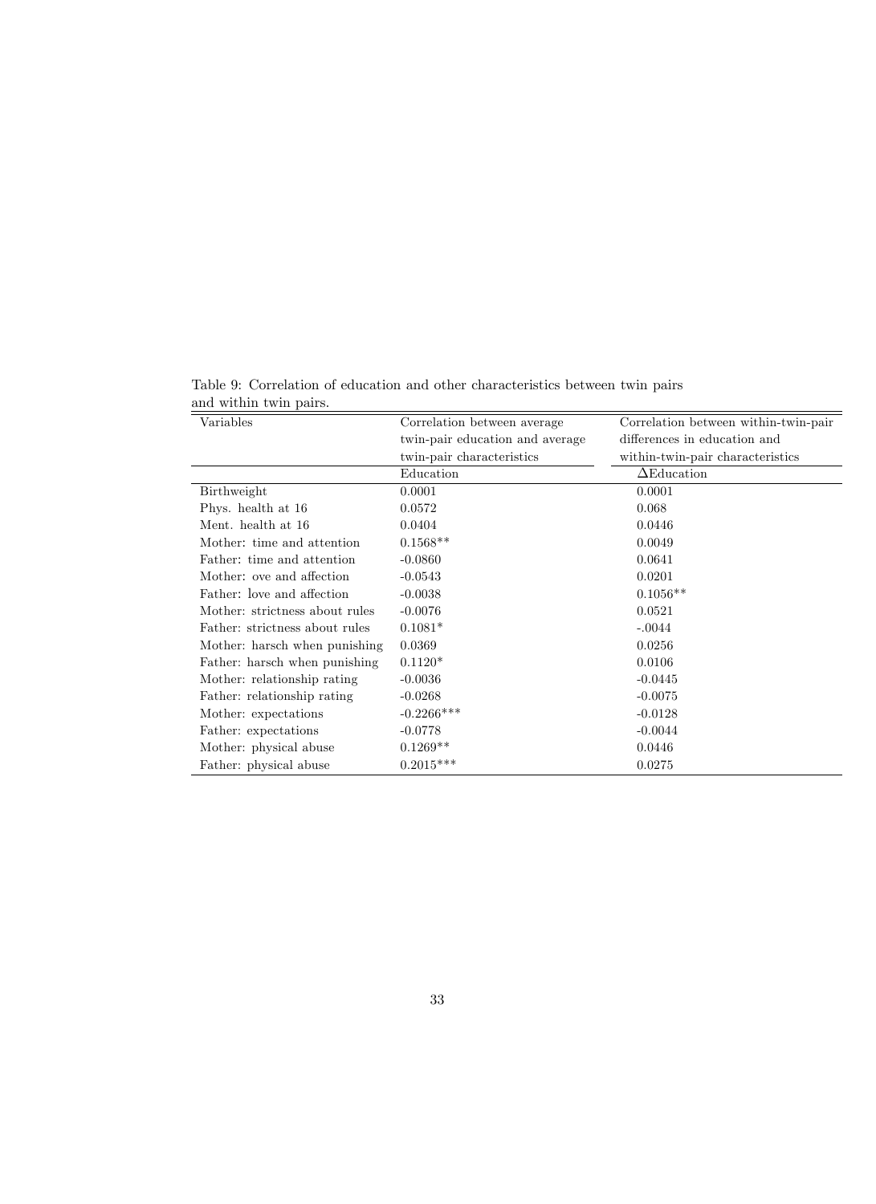Table 9: Correlation of education and other characteristics between twin pairs and within twin pairs.

| Variables | Correlation between average twin-pair education and average twin-pair characteristics | Correlation between within-twin-pair differences in education and within-twin-pair characteristics |
|---|---|---|
| | Education | ΔEducation |
| Birthweight | 0.0001 | 0.0001 |
| Phys. health at 16 | 0.0572 | 0.068 |
| Ment. health at 16 | 0.0404 | 0.0446 |
| Mother: time and attention | 0.1568** | 0.0049 |
| Father: time and attention | -0.0860 | 0.0641 |
| Mother: ove and affection | -0.0543 | 0.0201 |
| Father: love and affection | -0.0038 | 0.1056** |
| Mother: strictness about rules | -0.0076 | 0.0521 |
| Father: strictness about rules | 0.1081* | -.0044 |
| Mother: harsch when punishing | 0.0369 | 0.0256 |
| Father: harsch when punishing | 0.1120* | 0.0106 |
| Mother: relationship rating | -0.0036 | -0.0445 |
| Father: relationship rating | -0.0268 | -0.0075 |
| Mother: expectations | -0.2266*** | -0.0128 |
| Father: expectations | -0.0778 | -0.0044 |
| Mother: physical abuse | 0.1269** | 0.0446 |
| Father: physical abuse | 0.2015*** | 0.0275 |